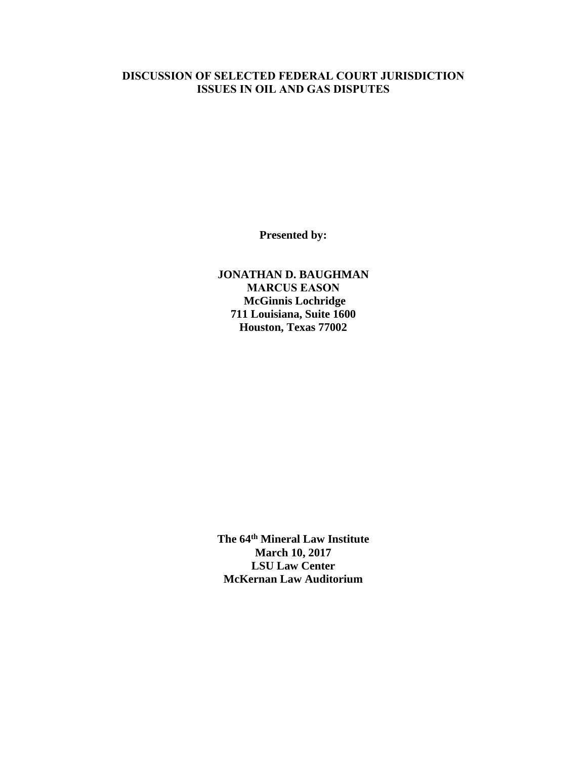# DISCUSSION OF SELECTED FEDERAL COURT JURISDICTION ISSUES IN OIL AND GAS DISPUTES

**Presented by:**

**JONATHAN D. BAUGHMAN**
**MARCUS EASON**
**McGinnis Lochridge**
**711 Louisiana, Suite 1600**
**Houston, Texas 77002**

**The 64th Mineral Law Institute**
**March 10, 2017**
**LSU Law Center**
**McKernan Law Auditorium**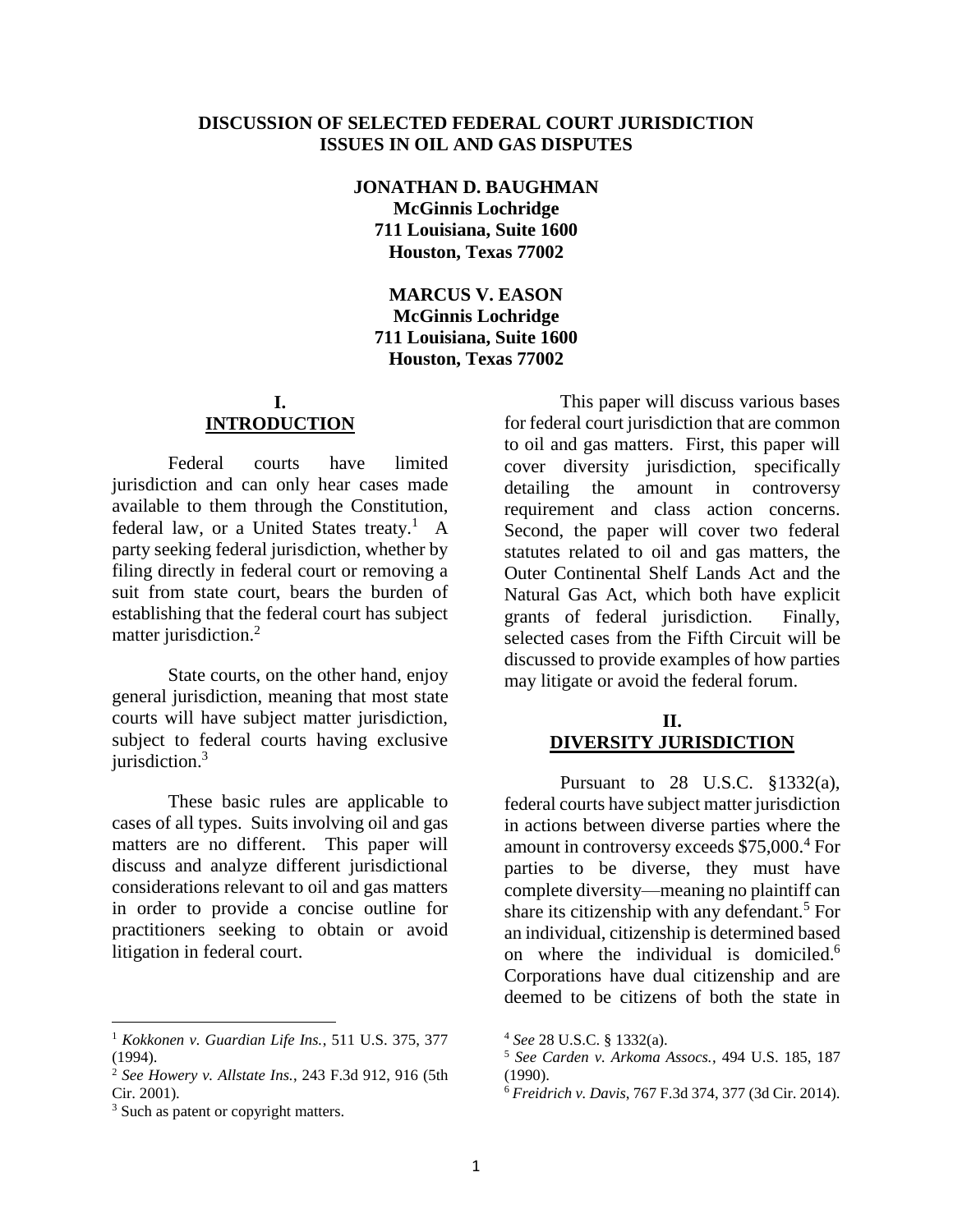**DISCUSSION OF SELECTED FEDERAL COURT JURISDICTION ISSUES IN OIL AND GAS DISPUTES**

**JONATHAN D. BAUGHMAN**
**McGinnis Lochridge**
**711 Louisiana, Suite 1600**
**Houston, Texas 77002**

**MARCUS V. EASON**
**McGinnis Lochridge**
**711 Louisiana, Suite 1600**
**Houston, Texas 77002**

## I. INTRODUCTION

Federal courts have limited jurisdiction and can only hear cases made available to them through the Constitution, federal law, or a United States treaty.[1] A party seeking federal jurisdiction, whether by filing directly in federal court or removing a suit from state court, bears the burden of establishing that the federal court has subject matter jurisdiction.[2]

State courts, on the other hand, enjoy general jurisdiction, meaning that most state courts will have subject matter jurisdiction, subject to federal courts having exclusive jurisdiction.[3]

These basic rules are applicable to cases of all types. Suits involving oil and gas matters are no different. This paper will discuss and analyze different jurisdictional considerations relevant to oil and gas matters in order to provide a concise outline for practitioners seeking to obtain or avoid litigation in federal court.

This paper will discuss various bases for federal court jurisdiction that are common to oil and gas matters. First, this paper will cover diversity jurisdiction, specifically detailing the amount in controversy requirement and class action concerns. Second, the paper will cover two federal statutes related to oil and gas matters, the Outer Continental Shelf Lands Act and the Natural Gas Act, which both have explicit grants of federal jurisdiction. Finally, selected cases from the Fifth Circuit will be discussed to provide examples of how parties may litigate or avoid the federal forum.

## II. DIVERSITY JURISDICTION

Pursuant to 28 U.S.C. §1332(a), federal courts have subject matter jurisdiction in actions between diverse parties where the amount in controversy exceeds $75,000.[4] For parties to be diverse, they must have complete diversity—meaning no plaintiff can share its citizenship with any defendant.[5] For an individual, citizenship is determined based on where the individual is domiciled.[6] Corporations have dual citizenship and are deemed to be citizens of both the state in

---

[1] *Kokkonen v. Guardian Life Ins.*, 511 U.S. 375, 377 (1994).

[2] *See Howery v. Allstate Ins.*, 243 F.3d 912, 916 (5th Cir. 2001).

[3] Such as patent or copyright matters.

[4] *See* 28 U.S.C. § 1332(a).

[5] *See Carden v. Arkoma Assocs.*, 494 U.S. 185, 187 (1990).

[6] *Freidrich v. Davis*, 767 F.3d 374, 377 (3d Cir. 2014).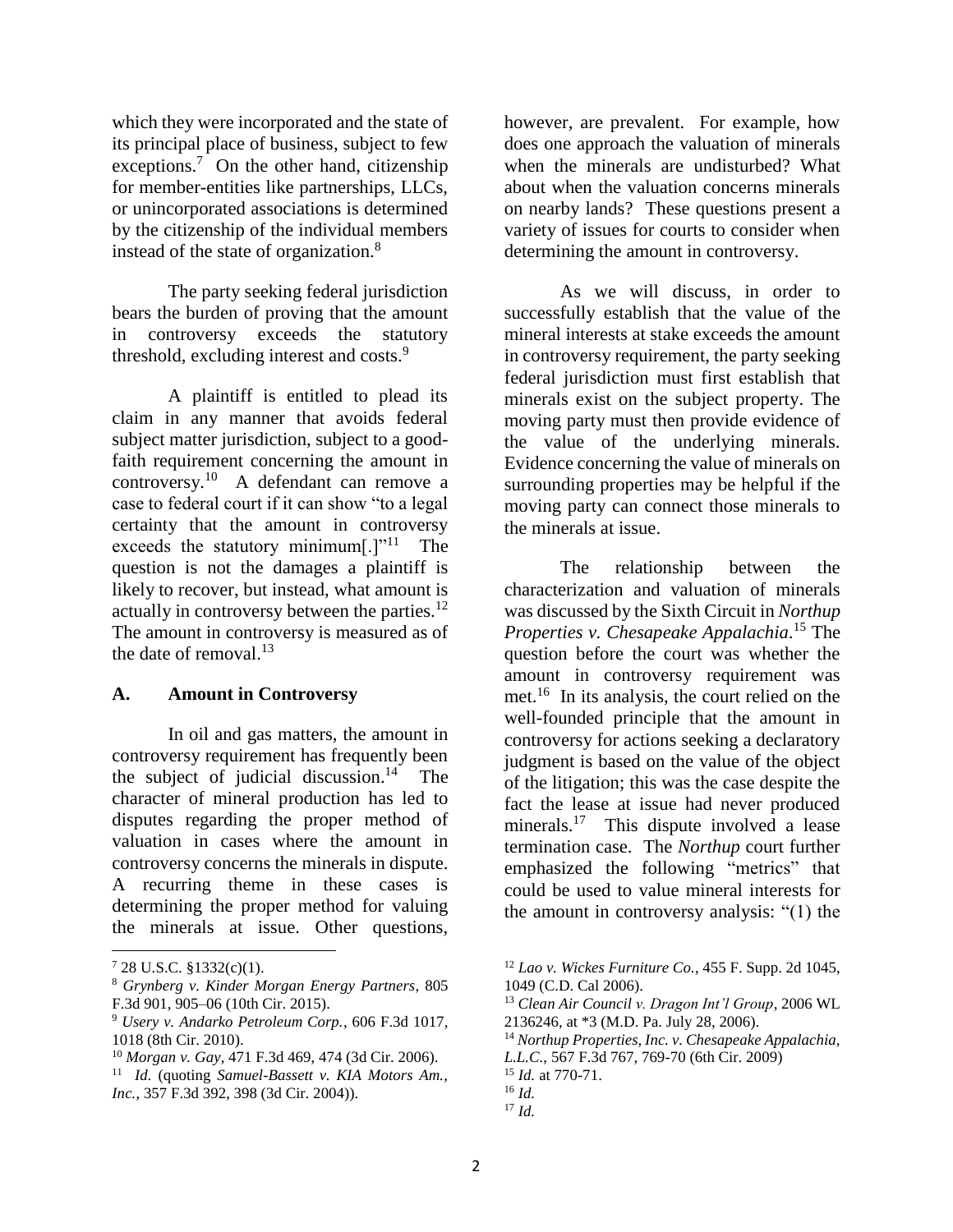which they were incorporated and the state of its principal place of business, subject to few exceptions.[7] On the other hand, citizenship for member-entities like partnerships, LLCs, or unincorporated associations is determined by the citizenship of the individual members instead of the state of organization.[8]

The party seeking federal jurisdiction bears the burden of proving that the amount in controversy exceeds the statutory threshold, excluding interest and costs.[9]

A plaintiff is entitled to plead its claim in any manner that avoids federal subject matter jurisdiction, subject to a good-faith requirement concerning the amount in controversy.[10] A defendant can remove a case to federal court if it can show "to a legal certainty that the amount in controversy exceeds the statutory minimum[.]"[11] The question is not the damages a plaintiff is likely to recover, but instead, what amount is actually in controversy between the parties.[12] The amount in controversy is measured as of the date of removal.[13]

### A. Amount in Controversy

In oil and gas matters, the amount in controversy requirement has frequently been the subject of judicial discussion.[14] The character of mineral production has led to disputes regarding the proper method of valuation in cases where the amount in controversy concerns the minerals in dispute. A recurring theme in these cases is determining the proper method for valuing the minerals at issue. Other questions, however, are prevalent. For example, how does one approach the valuation of minerals when the minerals are undisturbed? What about when the valuation concerns minerals on nearby lands? These questions present a variety of issues for courts to consider when determining the amount in controversy.

As we will discuss, in order to successfully establish that the value of the mineral interests at stake exceeds the amount in controversy requirement, the party seeking federal jurisdiction must first establish that minerals exist on the subject property. The moving party must then provide evidence of the value of the underlying minerals. Evidence concerning the value of minerals on surrounding properties may be helpful if the moving party can connect those minerals to the minerals at issue.

The relationship between the characterization and valuation of minerals was discussed by the Sixth Circuit in *Northup Properties v. Chesapeake Appalachia*.[15] The question before the court was whether the amount in controversy requirement was met.[16] In its analysis, the court relied on the well-founded principle that the amount in controversy for actions seeking a declaratory judgment is based on the value of the object of the litigation; this was the case despite the fact the lease at issue had never produced minerals.[17] This dispute involved a lease termination case. The *Northup* court further emphasized the following "metrics" that could be used to value mineral interests for the amount in controversy analysis: "(1) the

---

[7] 28 U.S.C. §1332(c)(1).

[8] *Grynberg v. Kinder Morgan Energy Partners*, 805 F.3d 901, 905–06 (10th Cir. 2015).

[9] *Usery v. Andarko Petroleum Corp.*, 606 F.3d 1017, 1018 (8th Cir. 2010).

[10] *Morgan v. Gay*, 471 F.3d 469, 474 (3d Cir. 2006).

[11] *Id.* (quoting *Samuel-Bassett v. KIA Motors Am., Inc.*, 357 F.3d 392, 398 (3d Cir. 2004)).

[12] *Lao v. Wickes Furniture Co.*, 455 F. Supp. 2d 1045, 1049 (C.D. Cal 2006).

[13] *Clean Air Council v. Dragon Int'l Group*, 2006 WL 2136246, at *3 (M.D. Pa. July 28, 2006).

[14] *Northup Properties, Inc. v. Chesapeake Appalachia, L.L.C.*, 567 F.3d 767, 769-70 (6th Cir. 2009)

[15] *Id.* at 770-71.

[16] *Id.*

[17] *Id.*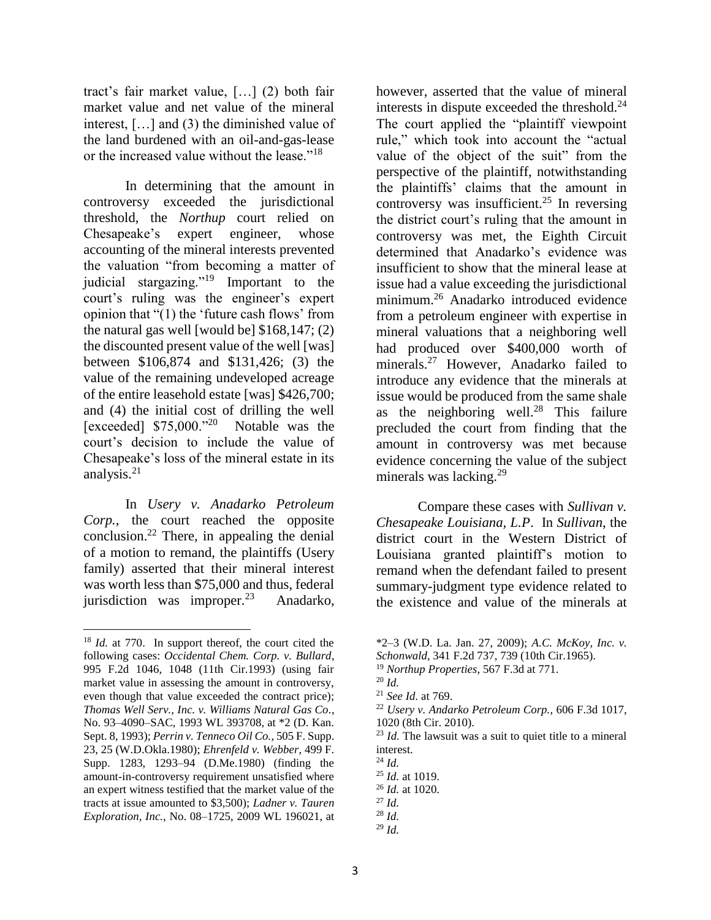tract's fair market value, […] (2) both fair market value and net value of the mineral interest, […] and (3) the diminished value of the land burdened with an oil-and-gas-lease or the increased value without the lease."[18]

In determining that the amount in controversy exceeded the jurisdictional threshold, the *Northup* court relied on Chesapeake's expert engineer, whose accounting of the mineral interests prevented the valuation "from becoming a matter of judicial stargazing."[19] Important to the court's ruling was the engineer's expert opinion that "(1) the 'future cash flows' from the natural gas well [would be] \$168,147; (2) the discounted present value of the well [was] between \$106,874 and \$131,426; (3) the value of the remaining undeveloped acreage of the entire leasehold estate [was] \$426,700; and (4) the initial cost of drilling the well [exceeded] \$75,000."[20] Notable was the court's decision to include the value of Chesapeake's loss of the mineral estate in its analysis.[21]

In *Usery v. Anadarko Petroleum Corp.*, the court reached the opposite conclusion.[22] There, in appealing the denial of a motion to remand, the plaintiffs (Usery family) asserted that their mineral interest was worth less than \$75,000 and thus, federal jurisdiction was improper.[23] Anadarko, however, asserted that the value of mineral interests in dispute exceeded the threshold.[24] The court applied the "plaintiff viewpoint rule," which took into account the "actual value of the object of the suit" from the perspective of the plaintiff, notwithstanding the plaintiffs' claims that the amount in controversy was insufficient.[25] In reversing the district court's ruling that the amount in controversy was met, the Eighth Circuit determined that Anadarko's evidence was insufficient to show that the mineral lease at issue had a value exceeding the jurisdictional minimum.[26] Anadarko introduced evidence from a petroleum engineer with expertise in mineral valuations that a neighboring well had produced over \$400,000 worth of minerals.[27] However, Anadarko failed to introduce any evidence that the minerals at issue would be produced from the same shale as the neighboring well.[28] This failure precluded the court from finding that the amount in controversy was met because evidence concerning the value of the subject minerals was lacking.[29]

Compare these cases with *Sullivan v. Chesapeake Louisiana, L.P*. In *Sullivan*, the district court in the Western District of Louisiana granted plaintiff's motion to remand when the defendant failed to present summary-judgment type evidence related to the existence and value of the minerals at

---

[18] *Id.* at 770. In support thereof, the court cited the following cases: *Occidental Chem. Corp. v. Bullard*, 995 F.2d 1046, 1048 (11th Cir.1993) (using fair market value in assessing the amount in controversy, even though that value exceeded the contract price); *Thomas Well Serv., Inc. v. Williams Natural Gas Co.*, No. 93–4090–SAC, 1993 WL 393708, at *2 (D. Kan. Sept. 8, 1993); *Perrin v. Tenneco Oil Co.*, 505 F. Supp. 23, 25 (W.D.Okla.1980); *Ehrenfeld v. Webber*, 499 F. Supp. 1283, 1293–94 (D.Me.1980) (finding the amount-in-controversy requirement unsatisfied where an expert witness testified that the market value of the tracts at issue amounted to \$3,500); *Ladner v. Tauren Exploration, Inc.*, No. 08–1725, 2009 WL 196021, at *2–3 (W.D. La. Jan. 27, 2009); *A.C. McKoy, Inc. v. Schonwald*, 341 F.2d 737, 739 (10th Cir.1965).

[19] *Northup Properties*, 567 F.3d at 771.

[20] *Id.*

[21] *See Id.* at 769.

[22] *Usery v. Andarko Petroleum Corp.*, 606 F.3d 1017, 1020 (8th Cir. 2010).

[23] *Id.* The lawsuit was a suit to quiet title to a mineral interest.

[24] *Id.*

[25] *Id.* at 1019.

[26] *Id.* at 1020.

[27] *Id.*

[28] *Id.*

[29] *Id.*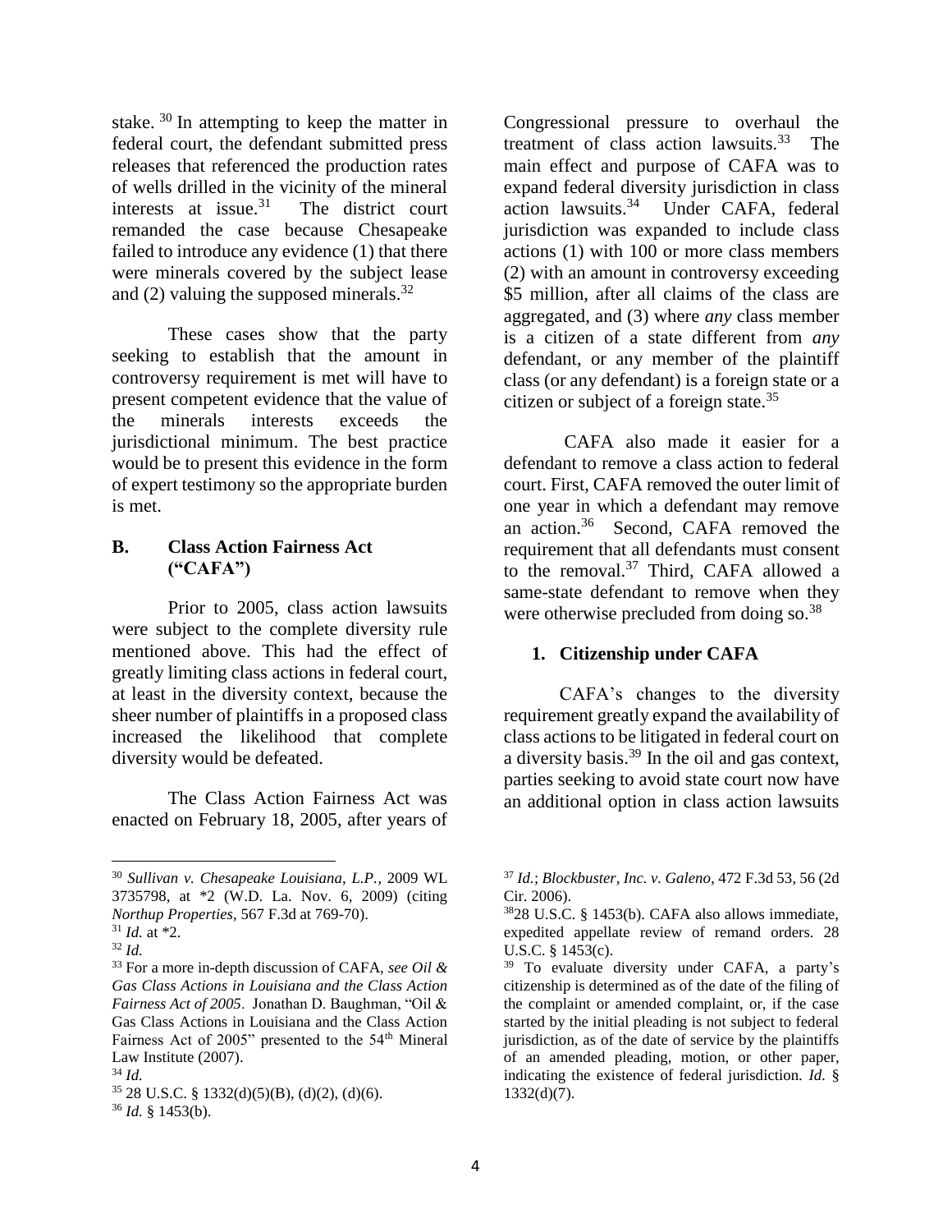stake.[30] In attempting to keep the matter in federal court, the defendant submitted press releases that referenced the production rates of wells drilled in the vicinity of the mineral interests at issue.[31] The district court remanded the case because Chesapeake failed to introduce any evidence (1) that there were minerals covered by the subject lease and (2) valuing the supposed minerals.[32]

These cases show that the party seeking to establish that the amount in controversy requirement is met will have to present competent evidence that the value of the minerals interests exceeds the jurisdictional minimum. The best practice would be to present this evidence in the form of expert testimony so the appropriate burden is met.

### B. Class Action Fairness Act ("CAFA")

Prior to 2005, class action lawsuits were subject to the complete diversity rule mentioned above. This had the effect of greatly limiting class actions in federal court, at least in the diversity context, because the sheer number of plaintiffs in a proposed class increased the likelihood that complete diversity would be defeated.

The Class Action Fairness Act was enacted on February 18, 2005, after years of Congressional pressure to overhaul the treatment of class action lawsuits.[33] The main effect and purpose of CAFA was to expand federal diversity jurisdiction in class action lawsuits.[34] Under CAFA, federal jurisdiction was expanded to include class actions (1) with 100 or more class members (2) with an amount in controversy exceeding $5 million, after all claims of the class are aggregated, and (3) where *any* class member is a citizen of a state different from *any* defendant, or any member of the plaintiff class (or any defendant) is a foreign state or a citizen or subject of a foreign state.[35]

CAFA also made it easier for a defendant to remove a class action to federal court. First, CAFA removed the outer limit of one year in which a defendant may remove an action.[36] Second, CAFA removed the requirement that all defendants must consent to the removal.[37] Third, CAFA allowed a same-state defendant to remove when they were otherwise precluded from doing so.[38]

#### 1. Citizenship under CAFA

CAFA's changes to the diversity requirement greatly expand the availability of class actions to be litigated in federal court on a diversity basis.[39] In the oil and gas context, parties seeking to avoid state court now have an additional option in class action lawsuits

---

[30] *Sullivan v. Chesapeake Louisiana, L.P.*, 2009 WL 3735798, at *2 (W.D. La. Nov. 6, 2009) (citing *Northup Properties*, 567 F.3d at 769-70).

[31] *Id.* at *2.

[32] *Id.*

[33] For a more in-depth discussion of CAFA, *see Oil & Gas Class Actions in Louisiana and the Class Action Fairness Act of 2005*. Jonathan D. Baughman, "Oil & Gas Class Actions in Louisiana and the Class Action Fairness Act of 2005" presented to the 54th Mineral Law Institute (2007).

[34] *Id.*

[35] 28 U.S.C. § 1332(d)(5)(B), (d)(2), (d)(6).

[36] *Id.* § 1453(b).

[37] *Id.*; *Blockbuster, Inc. v. Galeno*, 472 F.3d 53, 56 (2d Cir. 2006).

[38] 28 U.S.C. § 1453(b). CAFA also allows immediate, expedited appellate review of remand orders. 28 U.S.C. § 1453(c).

[39] To evaluate diversity under CAFA, a party's citizenship is determined as of the date of the filing of the complaint or amended complaint, or, if the case started by the initial pleading is not subject to federal jurisdiction, as of the date of service by the plaintiffs of an amended pleading, motion, or other paper, indicating the existence of federal jurisdiction. *Id*. § 1332(d)(7).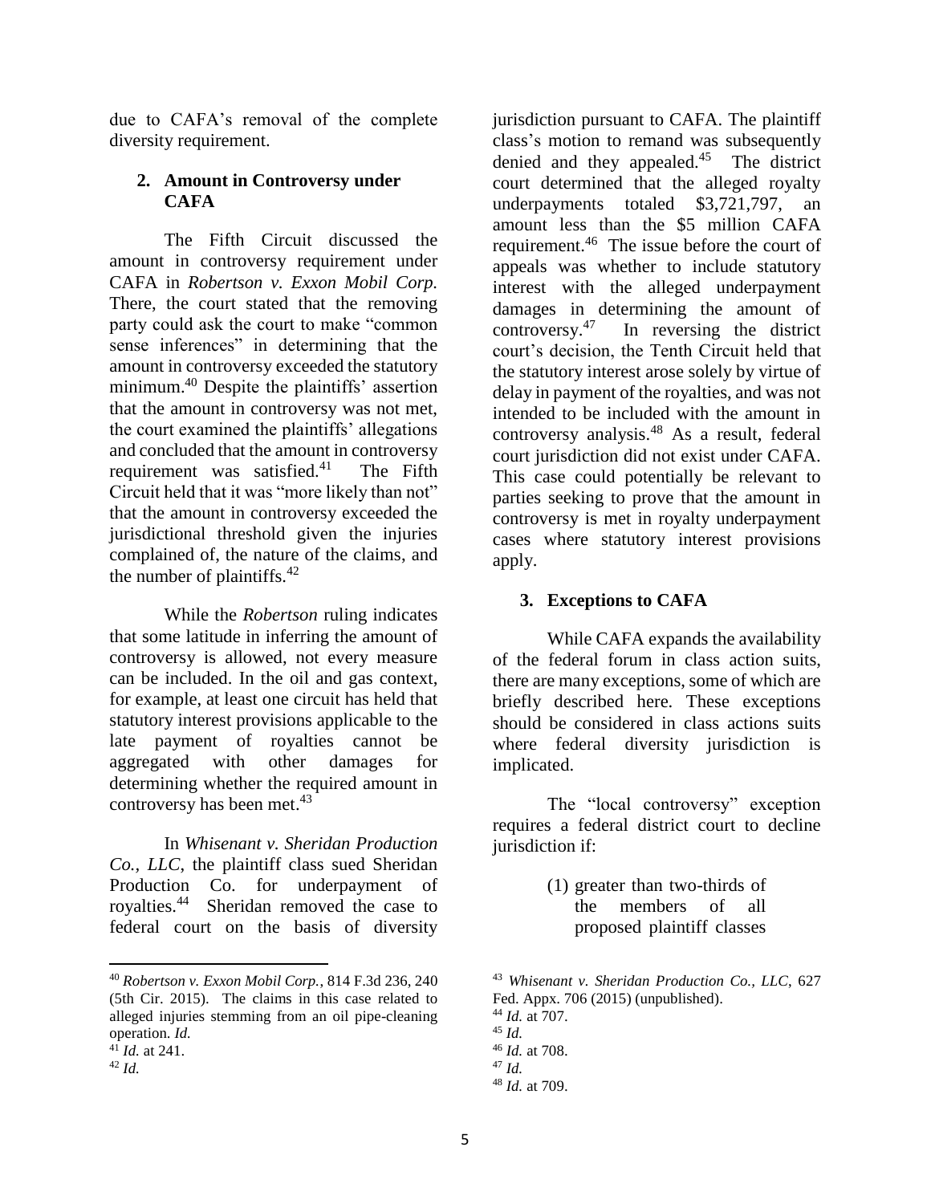due to CAFA's removal of the complete diversity requirement.

### 2. Amount in Controversy under CAFA

The Fifth Circuit discussed the amount in controversy requirement under CAFA in *Robertson v. Exxon Mobil Corp.* There, the court stated that the removing party could ask the court to make "common sense inferences" in determining that the amount in controversy exceeded the statutory minimum.[40] Despite the plaintiffs' assertion that the amount in controversy was not met, the court examined the plaintiffs' allegations and concluded that the amount in controversy requirement was satisfied.[41] The Fifth Circuit held that it was "more likely than not" that the amount in controversy exceeded the jurisdictional threshold given the injuries complained of, the nature of the claims, and the number of plaintiffs.[42]

While the *Robertson* ruling indicates that some latitude in inferring the amount of controversy is allowed, not every measure can be included. In the oil and gas context, for example, at least one circuit has held that statutory interest provisions applicable to the late payment of royalties cannot be aggregated with other damages for determining whether the required amount in controversy has been met.[43]

In *Whisenant v. Sheridan Production Co., LLC*, the plaintiff class sued Sheridan Production Co. for underpayment of royalties.[44] Sheridan removed the case to federal court on the basis of diversity jurisdiction pursuant to CAFA. The plaintiff class's motion to remand was subsequently denied and they appealed.[45] The district court determined that the alleged royalty underpayments totaled $3,721,797, an amount less than the $5 million CAFA requirement.[46] The issue before the court of appeals was whether to include statutory interest with the alleged underpayment damages in determining the amount of controversy.[47] In reversing the district court's decision, the Tenth Circuit held that the statutory interest arose solely by virtue of delay in payment of the royalties, and was not intended to be included with the amount in controversy analysis.[48] As a result, federal court jurisdiction did not exist under CAFA. This case could potentially be relevant to parties seeking to prove that the amount in controversy is met in royalty underpayment cases where statutory interest provisions apply.

### 3. Exceptions to CAFA

While CAFA expands the availability of the federal forum in class action suits, there are many exceptions, some of which are briefly described here. These exceptions should be considered in class actions suits where federal diversity jurisdiction is implicated.

The "local controversy" exception requires a federal district court to decline jurisdiction if:

> (1) greater than two-thirds of the members of all proposed plaintiff classes

---

[40] *Robertson v. Exxon Mobil Corp.*, 814 F.3d 236, 240 (5th Cir. 2015). The claims in this case related to alleged injuries stemming from an oil pipe-cleaning operation. *Id.*

[41] *Id.* at 241.

[42] *Id.*

[43] *Whisenant v. Sheridan Production Co., LLC*, 627 Fed. Appx. 706 (2015) (unpublished).

[44] *Id.* at 707.

[45] *Id.*

[46] *Id.* at 708.

[47] *Id.*

[48] *Id.* at 709.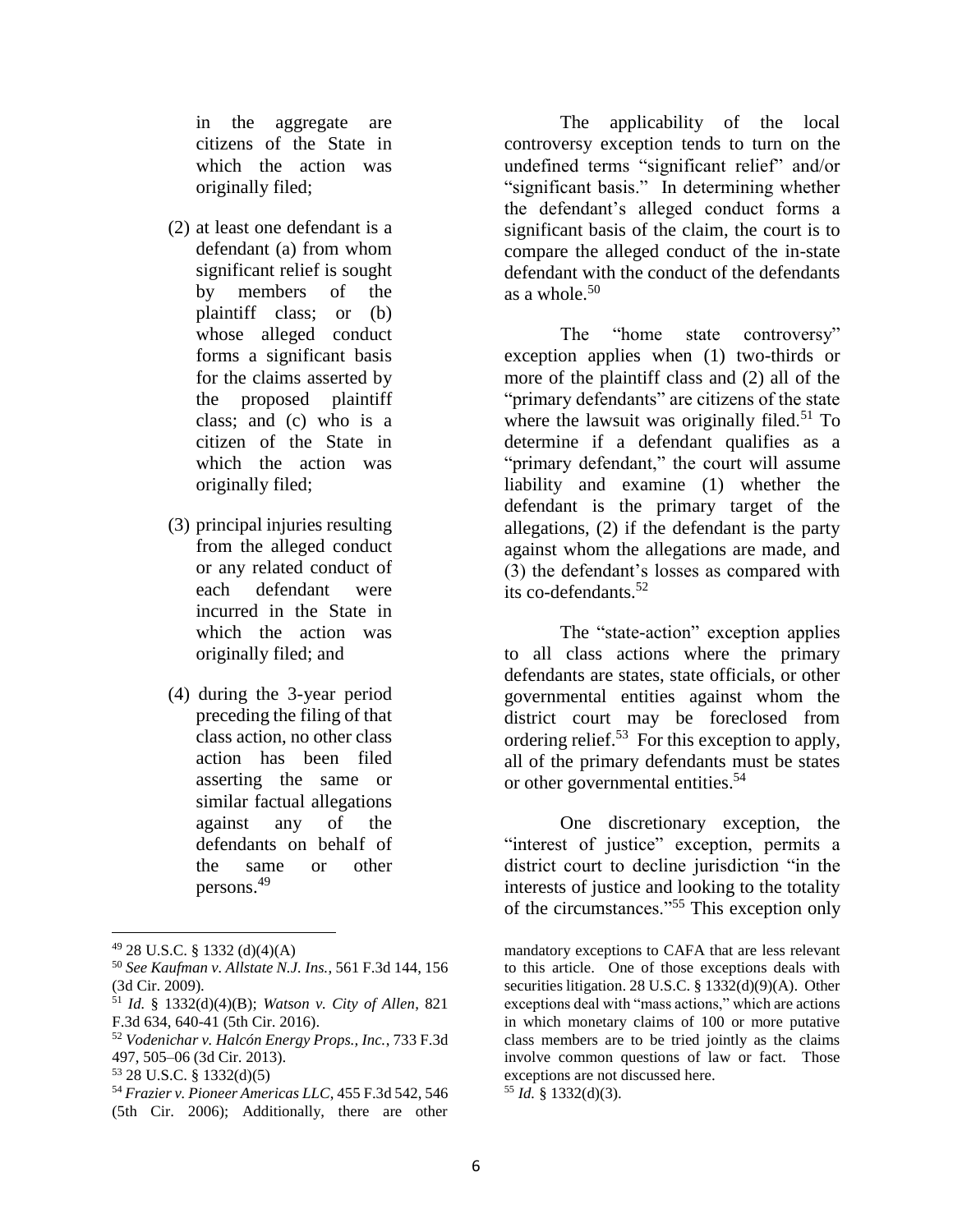in the aggregate are citizens of the State in which the action was originally filed;

(2) at least one defendant is a defendant (a) from whom significant relief is sought by members of the plaintiff class; or (b) whose alleged conduct forms a significant basis for the claims asserted by the proposed plaintiff class; and (c) who is a citizen of the State in which the action was originally filed;

(3) principal injuries resulting from the alleged conduct or any related conduct of each defendant were incurred in the State in which the action was originally filed; and

(4) during the 3-year period preceding the filing of that class action, no other class action has been filed asserting the same or similar factual allegations against any of the defendants on behalf of the same or other persons.[49]

The applicability of the local controversy exception tends to turn on the undefined terms "significant relief" and/or "significant basis." In determining whether the defendant's alleged conduct forms a significant basis of the claim, the court is to compare the alleged conduct of the in-state defendant with the conduct of the defendants as a whole.[50]

The "home state controversy" exception applies when (1) two-thirds or more of the plaintiff class and (2) all of the "primary defendants" are citizens of the state where the lawsuit was originally filed.[51] To determine if a defendant qualifies as a "primary defendant," the court will assume liability and examine (1) whether the defendant is the primary target of the allegations, (2) if the defendant is the party against whom the allegations are made, and (3) the defendant's losses as compared with its co-defendants.[52]

The "state-action" exception applies to all class actions where the primary defendants are states, state officials, or other governmental entities against whom the district court may be foreclosed from ordering relief.[53] For this exception to apply, all of the primary defendants must be states or other governmental entities.[54]

One discretionary exception, the "interest of justice" exception, permits a district court to decline jurisdiction "in the interests of justice and looking to the totality of the circumstances."[55] This exception only

---

[49] 28 U.S.C. § 1332 (d)(4)(A)

[50] *See Kaufman v. Allstate N.J. Ins.*, 561 F.3d 144, 156 (3d Cir. 2009).

[51] *Id.* § 1332(d)(4)(B); *Watson v. City of Allen*, 821 F.3d 634, 640-41 (5th Cir. 2016).

[52] *Vodenichar v. Halcón Energy Props., Inc.*, 733 F.3d 497, 505–06 (3d Cir. 2013).

[53] 28 U.S.C. § 1332(d)(5)

[54] *Frazier v. Pioneer Americas LLC*, 455 F.3d 542, 546 (5th Cir. 2006); Additionally, there are other mandatory exceptions to CAFA that are less relevant to this article. One of those exceptions deals with securities litigation. 28 U.S.C. § 1332(d)(9)(A). Other exceptions deal with "mass actions," which are actions in which monetary claims of 100 or more putative class members are to be tried jointly as the claims involve common questions of law or fact. Those exceptions are not discussed here.

[55] *Id.* § 1332(d)(3).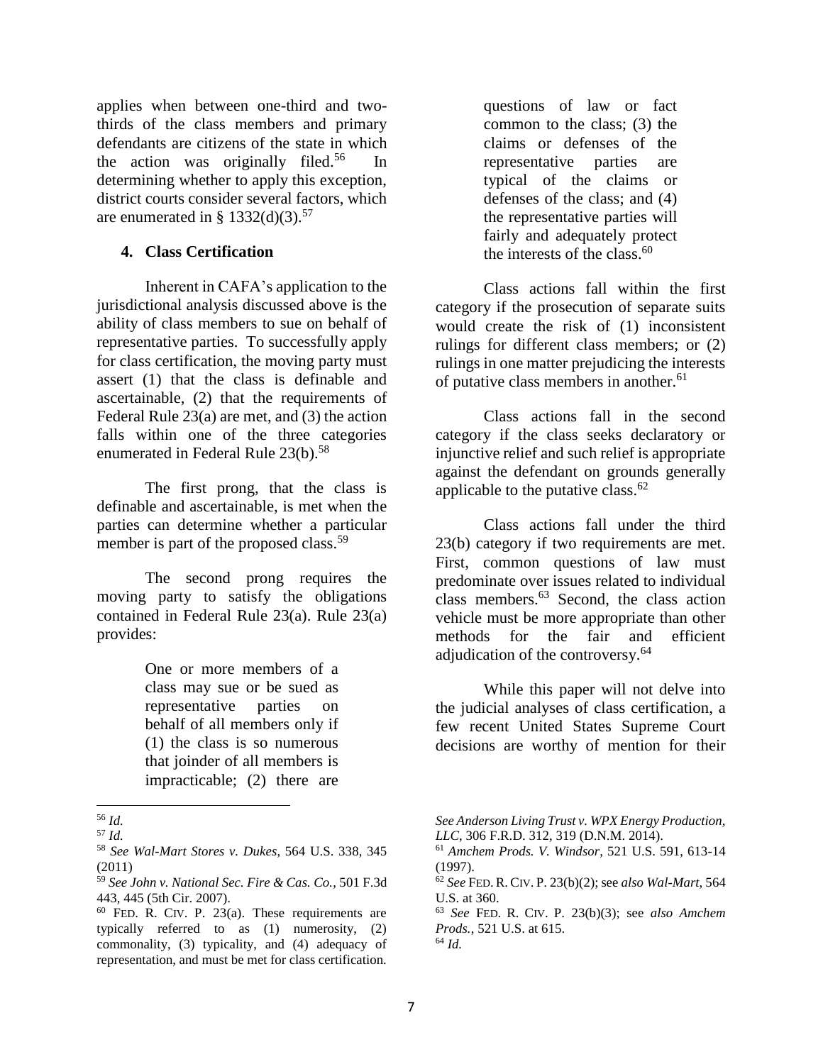applies when between one-third and two-thirds of the class members and primary defendants are citizens of the state in which the action was originally filed.[56] In determining whether to apply this exception, district courts consider several factors, which are enumerated in § 1332(d)(3).[57]

### 4. Class Certification

Inherent in CAFA's application to the jurisdictional analysis discussed above is the ability of class members to sue on behalf of representative parties. To successfully apply for class certification, the moving party must assert (1) that the class is definable and ascertainable, (2) that the requirements of Federal Rule 23(a) are met, and (3) the action falls within one of the three categories enumerated in Federal Rule 23(b).[58]

The first prong, that the class is definable and ascertainable, is met when the parties can determine whether a particular member is part of the proposed class.[59]

The second prong requires the moving party to satisfy the obligations contained in Federal Rule 23(a). Rule 23(a) provides:

> One or more members of a class may sue or be sued as representative parties on behalf of all members only if (1) the class is so numerous that joinder of all members is impracticable; (2) there are questions of law or fact common to the class; (3) the claims or defenses of the representative parties are typical of the claims or defenses of the class; and (4) the representative parties will fairly and adequately protect the interests of the class.[60]

Class actions fall within the first category if the prosecution of separate suits would create the risk of (1) inconsistent rulings for different class members; or (2) rulings in one matter prejudicing the interests of putative class members in another.[61]

Class actions fall in the second category if the class seeks declaratory or injunctive relief and such relief is appropriate against the defendant on grounds generally applicable to the putative class.[62]

Class actions fall under the third 23(b) category if two requirements are met. First, common questions of law must predominate over issues related to individual class members.[63] Second, the class action vehicle must be more appropriate than other methods for the fair and efficient adjudication of the controversy.[64]

While this paper will not delve into the judicial analyses of class certification, a few recent United States Supreme Court decisions are worthy of mention for their

---

[56] *Id.*

[57] *Id.*

[58] *See Wal-Mart Stores v. Dukes*, 564 U.S. 338, 345 (2011)

[59] *See John v. National Sec. Fire & Cas. Co.*, 501 F.3d 443, 445 (5th Cir. 2007).

[60] FED. R. CIV. P. 23(a). These requirements are typically referred to as (1) numerosity, (2) commonality, (3) typicality, and (4) adequacy of representation, and must be met for class certification. *See Anderson Living Trust v. WPX Energy Production, LLC*, 306 F.R.D. 312, 319 (D.N.M. 2014).

[61] *Amchem Prods. V. Windsor*, 521 U.S. 591, 613-14 (1997).

[62] *See* FED. R. CIV. P. 23(b)(2); see *also Wal-Mart*, 564 U.S. at 360.

[63] *See* FED. R. CIV. P. 23(b)(3); see *also Amchem Prods.*, 521 U.S. at 615.

[64] *Id.*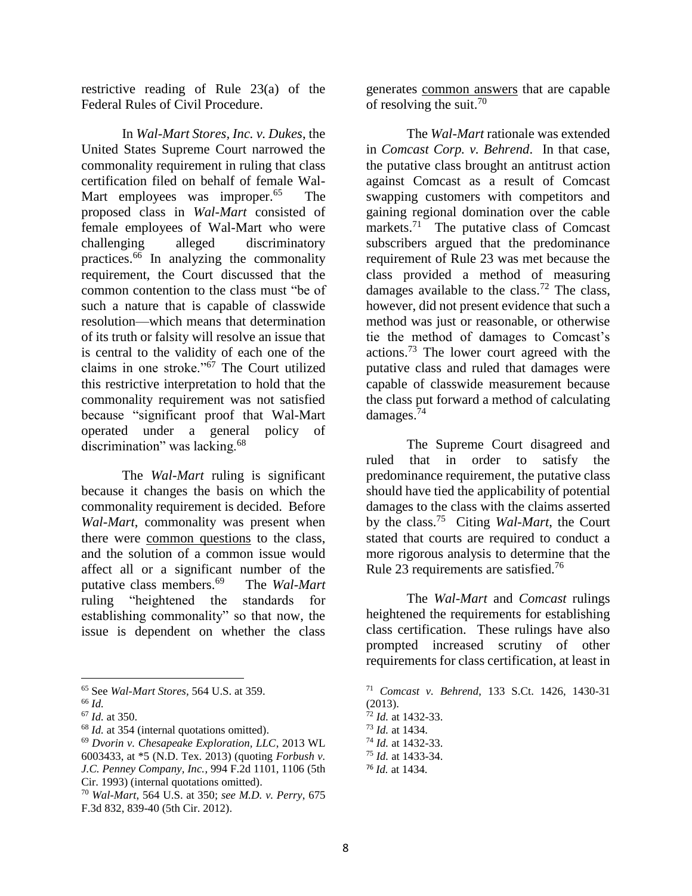restrictive reading of Rule 23(a) of the Federal Rules of Civil Procedure.

In *Wal-Mart Stores, Inc. v. Dukes*, the United States Supreme Court narrowed the commonality requirement in ruling that class certification filed on behalf of female Wal-Mart employees was improper.[65] The proposed class in *Wal-Mart* consisted of female employees of Wal-Mart who were challenging alleged discriminatory practices.[66] In analyzing the commonality requirement, the Court discussed that the common contention to the class must "be of such a nature that is capable of classwide resolution—which means that determination of its truth or falsity will resolve an issue that is central to the validity of each one of the claims in one stroke."[67] The Court utilized this restrictive interpretation to hold that the commonality requirement was not satisfied because "significant proof that Wal-Mart operated under a general policy of discrimination" was lacking.[68]

The *Wal-Mart* ruling is significant because it changes the basis on which the commonality requirement is decided. Before *Wal-Mart*, commonality was present when there were common questions to the class, and the solution of a common issue would affect all or a significant number of the putative class members.[69] The *Wal-Mart* ruling "heightened the standards for establishing commonality" so that now, the issue is dependent on whether the class generates common answers that are capable of resolving the suit.[70]

The *Wal-Mart* rationale was extended in *Comcast Corp. v. Behrend*. In that case, the putative class brought an antitrust action against Comcast as a result of Comcast swapping customers with competitors and gaining regional domination over the cable markets.[71] The putative class of Comcast subscribers argued that the predominance requirement of Rule 23 was met because the class provided a method of measuring damages available to the class.[72] The class, however, did not present evidence that such a method was just or reasonable, or otherwise tie the method of damages to Comcast's actions.[73] The lower court agreed with the putative class and ruled that damages were capable of classwide measurement because the class put forward a method of calculating damages.[74]

The Supreme Court disagreed and ruled that in order to satisfy the predominance requirement, the putative class should have tied the applicability of potential damages to the class with the claims asserted by the class.[75] Citing *Wal-Mart*, the Court stated that courts are required to conduct a more rigorous analysis to determine that the Rule 23 requirements are satisfied.[76]

The *Wal-Mart* and *Comcast* rulings heightened the requirements for establishing class certification. These rulings have also prompted increased scrutiny of other requirements for class certification, at least in

---

[65] See *Wal-Mart Stores*, 564 U.S. at 359.

[66] *Id.*

[67] *Id.* at 350.

[68] *Id.* at 354 (internal quotations omitted).

[69] *Dvorin v. Chesapeake Exploration, LLC*, 2013 WL 6003433, at *5 (N.D. Tex. 2013) (quoting *Forbush v. J.C. Penney Company, Inc.*, 994 F.2d 1101, 1106 (5th Cir. 1993) (internal quotations omitted).

[70] *Wal-Mart*, 564 U.S. at 350; *see M.D. v. Perry*, 675 F.3d 832, 839-40 (5th Cir. 2012).

[71] *Comcast v. Behrend*, 133 S.Ct. 1426, 1430-31 (2013).

[72] *Id.* at 1432-33.

[73] *Id.* at 1434.

[74] *Id.* at 1432-33.

[75] *Id.* at 1433-34.

[76] *Id.* at 1434.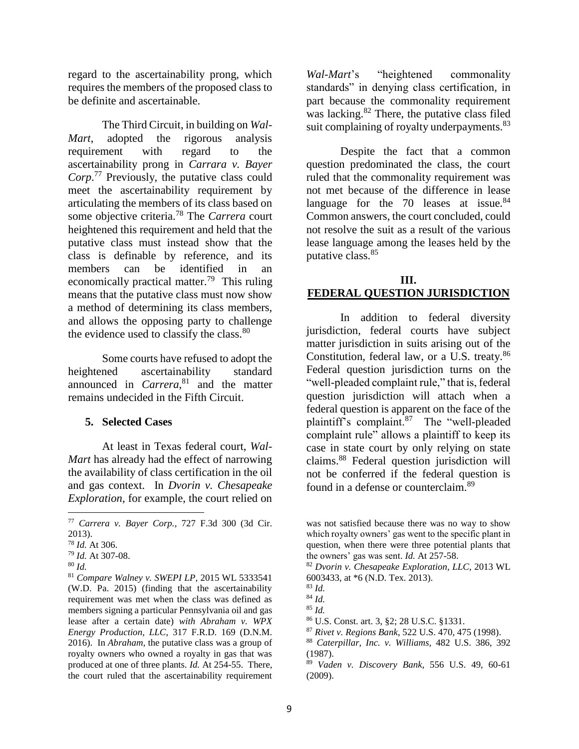regard to the ascertainability prong, which requires the members of the proposed class to be definite and ascertainable.

The Third Circuit, in building on *Wal-Mart*, adopted the rigorous analysis requirement with regard to the ascertainability prong in *Carrara v. Bayer Corp*.[77] Previously, the putative class could meet the ascertainability requirement by articulating the members of its class based on some objective criteria.[78] The *Carrera* court heightened this requirement and held that the putative class must instead show that the class is definable by reference, and its members can be identified in an economically practical matter.[79] This ruling means that the putative class must now show a method of determining its class members, and allows the opposing party to challenge the evidence used to classify the class.[80]

Some courts have refused to adopt the heightened ascertainability standard announced in *Carrera*,[81] and the matter remains undecided in the Fifth Circuit.

### 5. Selected Cases

At least in Texas federal court, *Wal-Mart* has already had the effect of narrowing the availability of class certification in the oil and gas context. In *Dvorin v. Chesapeake Exploration*, for example, the court relied on *Wal-Mart*'s "heightened commonality standards" in denying class certification, in part because the commonality requirement was lacking.[82] There, the putative class filed suit complaining of royalty underpayments.[83]

Despite the fact that a common question predominated the class, the court ruled that the commonality requirement was not met because of the difference in lease language for the 70 leases at issue.[84] Common answers, the court concluded, could not resolve the suit as a result of the various lease language among the leases held by the putative class.[85]

## III. FEDERAL QUESTION JURISDICTION

In addition to federal diversity jurisdiction, federal courts have subject matter jurisdiction in suits arising out of the Constitution, federal law, or a U.S. treaty.[86] Federal question jurisdiction turns on the "well-pleaded complaint rule," that is, federal question jurisdiction will attach when a federal question is apparent on the face of the plaintiff's complaint.[87] The "well-pleaded complaint rule" allows a plaintiff to keep its case in state court by only relying on state claims.[88] Federal question jurisdiction will not be conferred if the federal question is found in a defense or counterclaim.[89]

---

[77] *Carrera v. Bayer Corp.*, 727 F.3d 300 (3d Cir. 2013).

[78] *Id.* At 306.

[79] *Id.* At 307-08.

[80] *Id.*

[81] *Compare Walney v. SWEPI LP*, 2015 WL 5333541 (W.D. Pa. 2015) (finding that the ascertainability requirement was met when the class was defined as members signing a particular Pennsylvania oil and gas lease after a certain date) *with Abraham v. WPX Energy Production, LLC*, 317 F.R.D. 169 (D.N.M. 2016). In *Abraham*, the putative class was a group of royalty owners who owned a royalty in gas that was produced at one of three plants. *Id.* At 254-55. There, the court ruled that the ascertainability requirement was not satisfied because there was no way to show which royalty owners' gas went to the specific plant in question, when there were three potential plants that the owners' gas was sent. *Id.* At 257-58.

[82] *Dvorin v. Chesapeake Exploration, LLC*, 2013 WL 6003433, at *6 (N.D. Tex. 2013).

[83] *Id.*

[84] *Id.*

[85] *Id.*

[86] U.S. Const. art. 3, §2; 28 U.S.C. §1331.

[87] *Rivet v. Regions Bank*, 522 U.S. 470, 475 (1998).

[88] *Caterpillar, Inc. v. Williams*, 482 U.S. 386, 392 (1987).

[89] *Vaden v. Discovery Bank*, 556 U.S. 49, 60-61 (2009).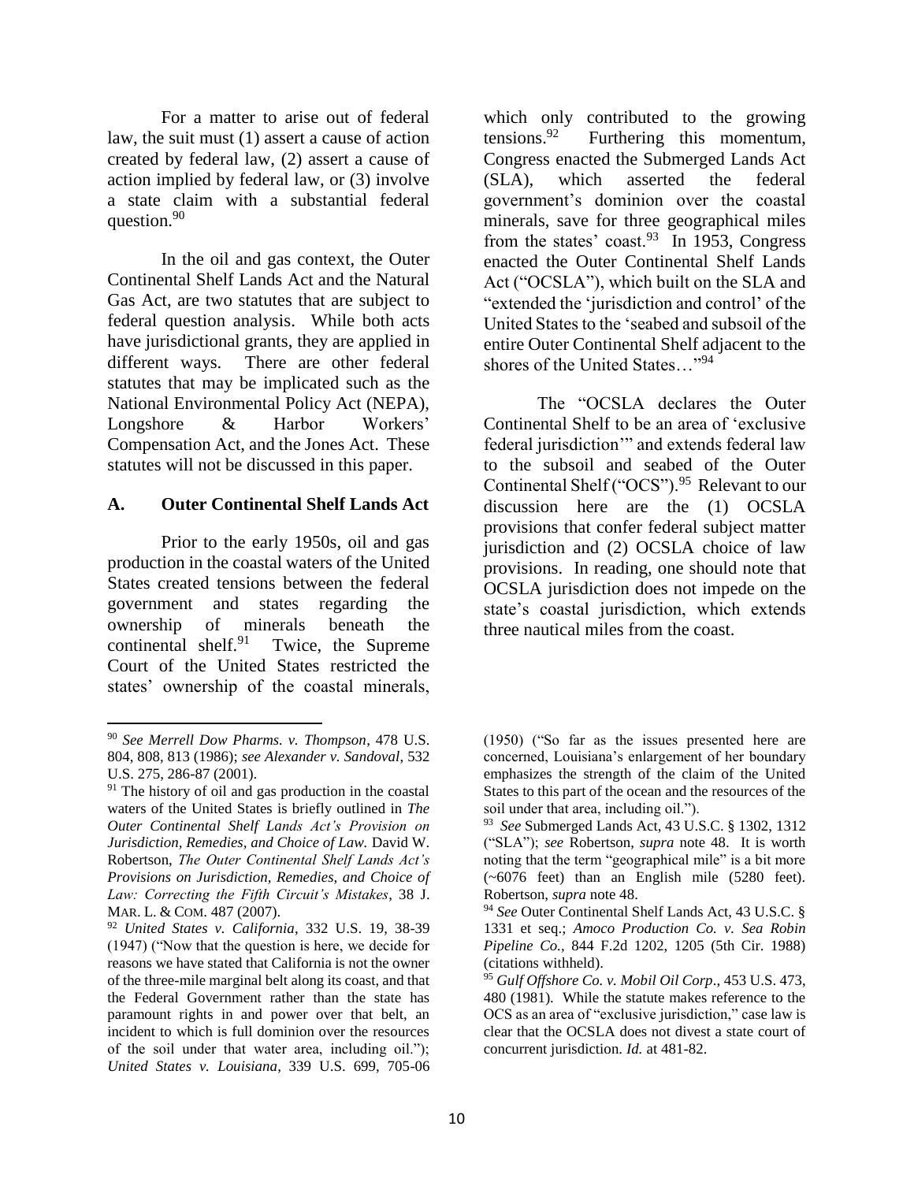For a matter to arise out of federal law, the suit must (1) assert a cause of action created by federal law, (2) assert a cause of action implied by federal law, or (3) involve a state claim with a substantial federal question.[90]

In the oil and gas context, the Outer Continental Shelf Lands Act and the Natural Gas Act, are two statutes that are subject to federal question analysis. While both acts have jurisdictional grants, they are applied in different ways. There are other federal statutes that may be implicated such as the National Environmental Policy Act (NEPA), Longshore & Harbor Workers' Compensation Act, and the Jones Act. These statutes will not be discussed in this paper.

### A. Outer Continental Shelf Lands Act

Prior to the early 1950s, oil and gas production in the coastal waters of the United States created tensions between the federal government and states regarding the ownership of minerals beneath the continental shelf.[91] Twice, the Supreme Court of the United States restricted the states' ownership of the coastal minerals, which only contributed to the growing tensions.[92] Furthering this momentum, Congress enacted the Submerged Lands Act (SLA), which asserted the federal government's dominion over the coastal minerals, save for three geographical miles from the states' coast.[93] In 1953, Congress enacted the Outer Continental Shelf Lands Act ("OCSLA"), which built on the SLA and "extended the 'jurisdiction and control' of the United States to the 'seabed and subsoil of the entire Outer Continental Shelf adjacent to the shores of the United States…"[94]

The "OCSLA declares the Outer Continental Shelf to be an area of 'exclusive federal jurisdiction'" and extends federal law to the subsoil and seabed of the Outer Continental Shelf ("OCS").[95] Relevant to our discussion here are the (1) OCSLA provisions that confer federal subject matter jurisdiction and (2) OCSLA choice of law provisions. In reading, one should note that OCSLA jurisdiction does not impede on the state's coastal jurisdiction, which extends three nautical miles from the coast.

---

[90] *See Merrell Dow Pharms. v. Thompson*, 478 U.S. 804, 808, 813 (1986); *see Alexander v. Sandoval*, 532 U.S. 275, 286-87 (2001).

[91] The history of oil and gas production in the coastal waters of the United States is briefly outlined in ***The Outer Continental Shelf Lands Act's Provision on Jurisdiction, Remedies, and Choice of Law.*** David W. Robertson, *The Outer Continental Shelf Lands Act's Provisions on Jurisdiction, Remedies, and Choice of Law: Correcting the Fifth Circuit's Mistakes*, 38 J. MAR. L. & COM. 487 (2007).

[92] *United States v. California*, 332 U.S. 19, 38-39 (1947) ("Now that the question is here, we decide for reasons we have stated that California is not the owner of the three-mile marginal belt along its coast, and that the Federal Government rather than the state has paramount rights in and power over that belt, an incident to which is full dominion over the resources of the soil under that water area, including oil."); *United States v. Louisiana*, 339 U.S. 699, 705-06 (1950) ("So far as the issues presented here are concerned, Louisiana's enlargement of her boundary emphasizes the strength of the claim of the United States to this part of the ocean and the resources of the soil under that area, including oil.").

[93] *See* Submerged Lands Act, 43 U.S.C. § 1302, 1312 ("SLA"); *see* Robertson, *supra* note 48. It is worth noting that the term "geographical mile" is a bit more (~6076 feet) than an English mile (5280 feet). Robertson, *supra* note 48.

[94] *See* Outer Continental Shelf Lands Act, 43 U.S.C. § 1331 et seq.; *Amoco Production Co. v. Sea Robin Pipeline Co.*, 844 F.2d 1202, 1205 (5th Cir. 1988) (citations withheld).

[95] *Gulf Offshore Co. v. Mobil Oil Corp*., 453 U.S. 473, 480 (1981). While the statute makes reference to the OCS as an area of "exclusive jurisdiction," case law is clear that the OCSLA does not divest a state court of concurrent jurisdiction. *Id.* at 481-82.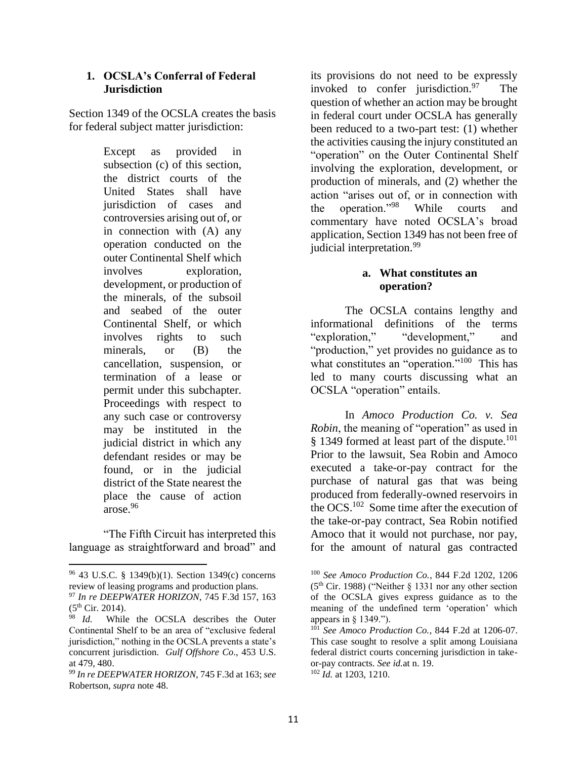### 1. OCSLA's Conferral of Federal Jurisdiction

Section 1349 of the OCSLA creates the basis for federal subject matter jurisdiction:

> Except as provided in subsection (c) of this section, the district courts of the United States shall have jurisdiction of cases and controversies arising out of, or in connection with (A) any operation conducted on the outer Continental Shelf which involves exploration, development, or production of the minerals, of the subsoil and seabed of the outer Continental Shelf, or which involves rights to such minerals, or (B) the cancellation, suspension, or termination of a lease or permit under this subchapter. Proceedings with respect to any such case or controversy may be instituted in the judicial district in which any defendant resides or may be found, or in the judicial district of the State nearest the place the cause of action arose.[96]

"The Fifth Circuit has interpreted this language as straightforward and broad" and its provisions do not need to be expressly invoked to confer jurisdiction.[97] The question of whether an action may be brought in federal court under OCSLA has generally been reduced to a two-part test: (1) whether the activities causing the injury constituted an "operation" on the Outer Continental Shelf involving the exploration, development, or production of minerals, and (2) whether the action "arises out of, or in connection with the operation."[98] While courts and commentary have noted OCSLA's broad application, Section 1349 has not been free of judicial interpretation.[99]

#### a. What constitutes an operation?

The OCSLA contains lengthy and informational definitions of the terms "exploration," "development," and "production," yet provides no guidance as to what constitutes an "operation."[100] This has led to many courts discussing what an OCSLA "operation" entails.

In *Amoco Production Co. v. Sea Robin*, the meaning of "operation" as used in § 1349 formed at least part of the dispute.[101] Prior to the lawsuit, Sea Robin and Amoco executed a take-or-pay contract for the purchase of natural gas that was being produced from federally-owned reservoirs in the OCS.[102] Some time after the execution of the take-or-pay contract, Sea Robin notified Amoco that it would not purchase, nor pay, for the amount of natural gas contracted

---

[96] 43 U.S.C. § 1349(b)(1). Section 1349(c) concerns review of leasing programs and production plans.

[97] *In re DEEPWATER HORIZON*, 745 F.3d 157, 163 (5th Cir. 2014).

[98] *Id.* While the OCSLA describes the Outer Continental Shelf to be an area of "exclusive federal jurisdiction," nothing in the OCSLA prevents a state's concurrent jurisdiction. *Gulf Offshore Co.*, 453 U.S. at 479, 480.

[99] *In re DEEPWATER HORIZON*, 745 F.3d at 163; *see* Robertson, *supra* note 48.

[100] *See Amoco Production Co.*, 844 F.2d 1202, 1206 (5th Cir. 1988) ("Neither § 1331 nor any other section of the OCSLA gives express guidance as to the meaning of the undefined term 'operation' which appears in § 1349.").

[101] *See Amoco Production Co.*, 844 F.2d at 1206-07. This case sought to resolve a split among Louisiana federal district courts concerning jurisdiction in take-or-pay contracts. *See id.*at n. 19.

[102] *Id.* at 1203, 1210.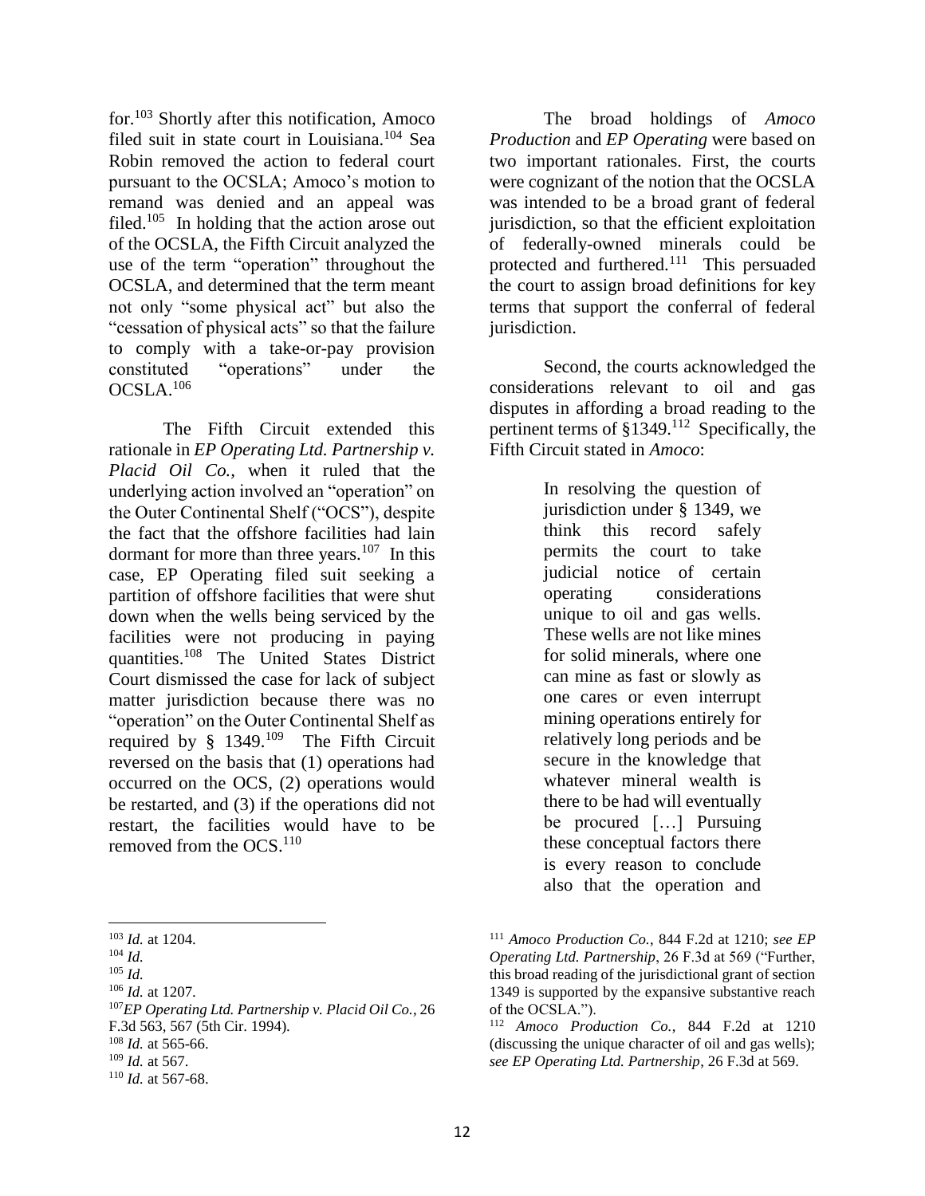for.[103] Shortly after this notification, Amoco filed suit in state court in Louisiana.[104] Sea Robin removed the action to federal court pursuant to the OCSLA; Amoco's motion to remand was denied and an appeal was filed.[105] In holding that the action arose out of the OCSLA, the Fifth Circuit analyzed the use of the term "operation" throughout the OCSLA, and determined that the term meant not only "some physical act" but also the "cessation of physical acts" so that the failure to comply with a take-or-pay provision constituted "operations" under the OCSLA.[106]

The Fifth Circuit extended this rationale in *EP Operating Ltd. Partnership v. Placid Oil Co.*, when it ruled that the underlying action involved an "operation" on the Outer Continental Shelf ("OCS"), despite the fact that the offshore facilities had lain dormant for more than three years.[107] In this case, EP Operating filed suit seeking a partition of offshore facilities that were shut down when the wells being serviced by the facilities were not producing in paying quantities.[108] The United States District Court dismissed the case for lack of subject matter jurisdiction because there was no "operation" on the Outer Continental Shelf as required by § 1349.[109] The Fifth Circuit reversed on the basis that (1) operations had occurred on the OCS, (2) operations would be restarted, and (3) if the operations did not restart, the facilities would have to be removed from the OCS.[110]

The broad holdings of *Amoco Production* and *EP Operating* were based on two important rationales. First, the courts were cognizant of the notion that the OCSLA was intended to be a broad grant of federal jurisdiction, so that the efficient exploitation of federally-owned minerals could be protected and furthered.[111] This persuaded the court to assign broad definitions for key terms that support the conferral of federal jurisdiction.

Second, the courts acknowledged the considerations relevant to oil and gas disputes in affording a broad reading to the pertinent terms of §1349.[112] Specifically, the Fifth Circuit stated in *Amoco*:

> In resolving the question of jurisdiction under § 1349, we think this record safely permits the court to take judicial notice of certain operating considerations unique to oil and gas wells. These wells are not like mines for solid minerals, where one can mine as fast or slowly as one cares or even interrupt mining operations entirely for relatively long periods and be secure in the knowledge that whatever mineral wealth is there to be had will eventually be procured […] Pursuing these conceptual factors there is every reason to conclude also that the operation and

---

[103] *Id.* at 1204.

[104] *Id.*

[105] *Id.*

[106] *Id.* at 1207.

[107] *EP Operating Ltd. Partnership v. Placid Oil Co.*, 26 F.3d 563, 567 (5th Cir. 1994).

[108] *Id.* at 565-66.

[109] *Id.* at 567.

[110] *Id.* at 567-68.

[111] *Amoco Production Co.*, 844 F.2d at 1210; *see EP Operating Ltd. Partnership*, 26 F.3d at 569 ("Further, this broad reading of the jurisdictional grant of section 1349 is supported by the expansive substantive reach of the OCSLA.").

[112] *Amoco Production Co.*, 844 F.2d at 1210 (discussing the unique character of oil and gas wells); *see EP Operating Ltd. Partnership*, 26 F.3d at 569.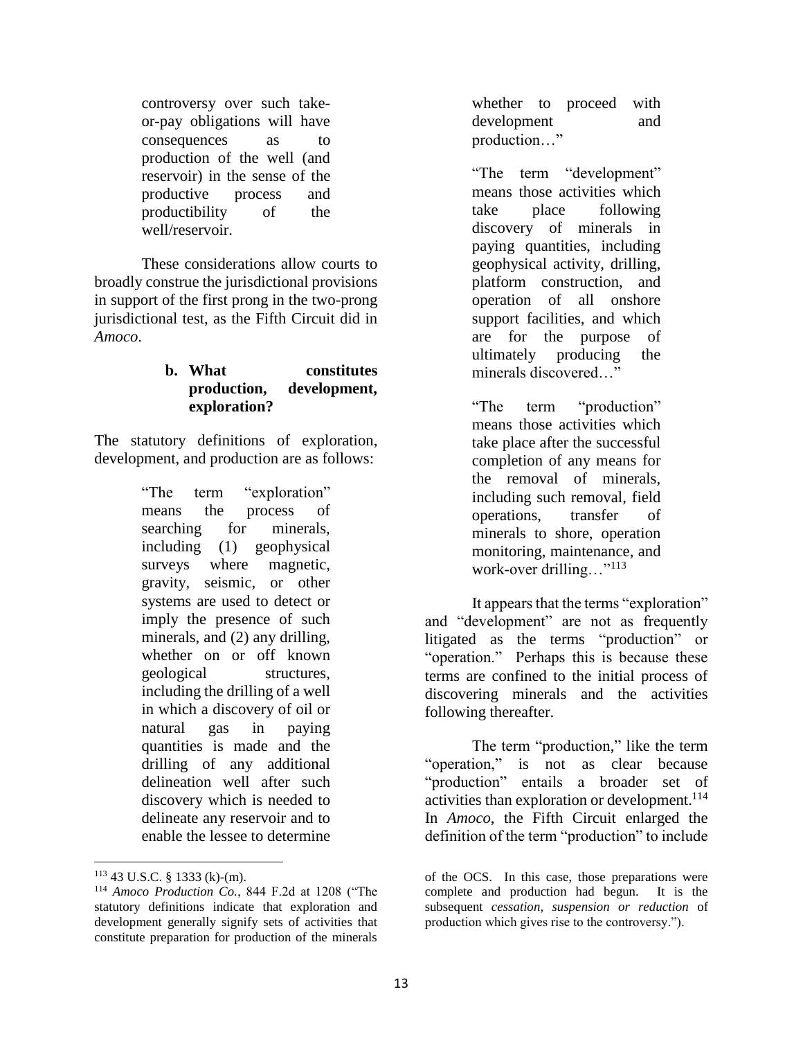> controversy over such take-or-pay obligations will have consequences as to production of the well (and reservoir) in the sense of the productive process and productibility of the well/reservoir.

These considerations allow courts to broadly construe the jurisdictional provisions in support of the first prong in the two-prong jurisdictional test, as the Fifth Circuit did in *Amoco.*

#### b. What constitutes production, development, exploration?

The statutory definitions of exploration, development, and production are as follows:

> "The term "exploration" means the process of searching for minerals, including (1) geophysical surveys where magnetic, gravity, seismic, or other systems are used to detect or imply the presence of such minerals, and (2) any drilling, whether on or off known geological structures, including the drilling of a well in which a discovery of oil or natural gas in paying quantities is made and the drilling of any additional delineation well after such discovery which is needed to delineate any reservoir and to enable the lessee to determine whether to proceed with development and production…"
>
> "The term "development" means those activities which take place following discovery of minerals in paying quantities, including geophysical activity, drilling, platform construction, and operation of all onshore support facilities, and which are for the purpose of ultimately producing the minerals discovered…"
>
> "The term "production" means those activities which take place after the successful completion of any means for the removal of minerals, including such removal, field operations, transfer of minerals to shore, operation monitoring, maintenance, and work-over drilling…"[113]

It appears that the terms "exploration" and "development" are not as frequently litigated as the terms "production" or "operation." Perhaps this is because these terms are confined to the initial process of discovering minerals and the activities following thereafter.

The term "production," like the term "operation," is not as clear because "production" entails a broader set of activities than exploration or development.[114] In *Amoco*, the Fifth Circuit enlarged the definition of the term "production" to include

---

[113] 43 U.S.C. § 1333 (k)-(m).

[114] *Amoco Production Co.*, 844 F.2d at 1208 ("The statutory definitions indicate that exploration and development generally signify sets of activities that constitute preparation for production of the minerals of the OCS. In this case, those preparations were complete and production had begun. It is the subsequent *cessation, suspension or reduction* of production which gives rise to the controversy.").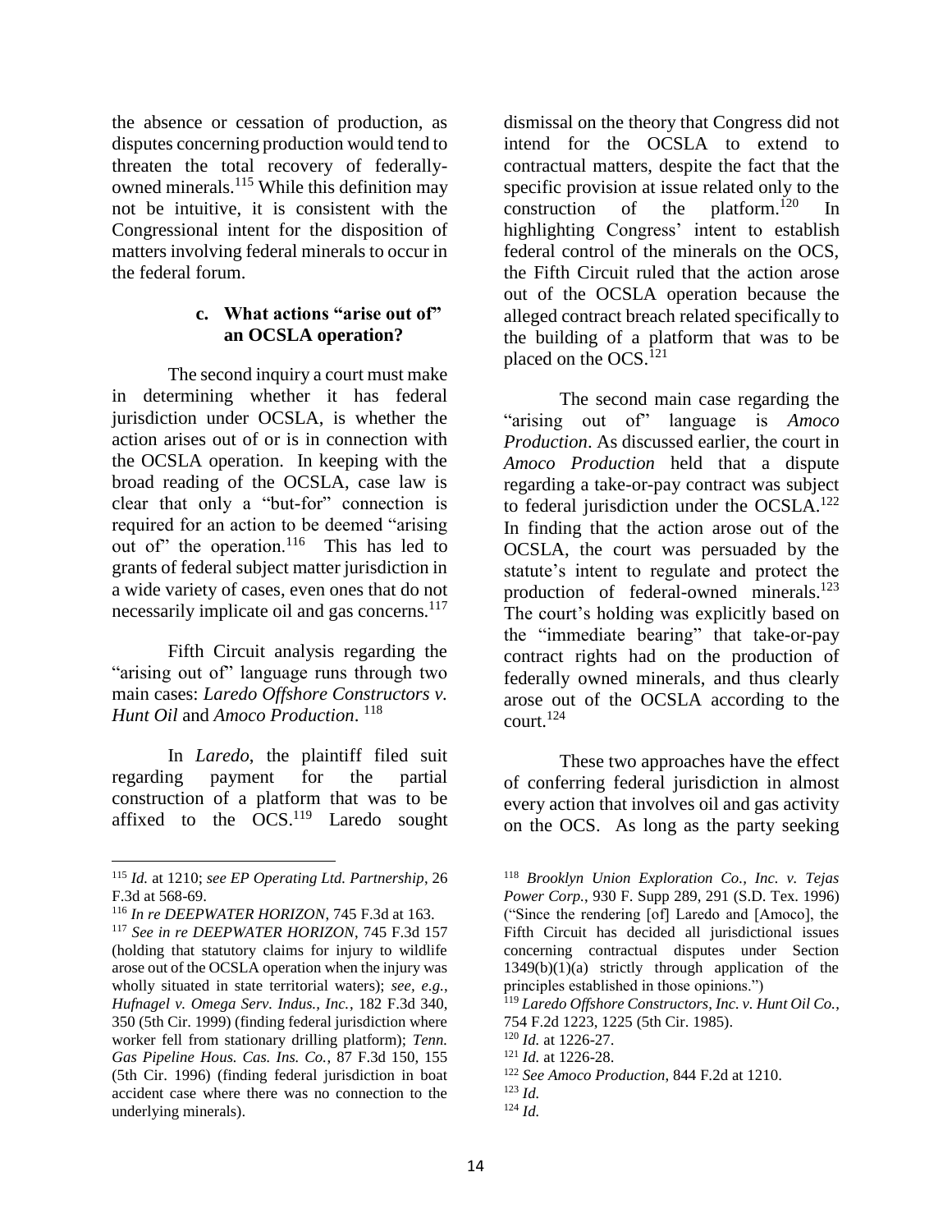the absence or cessation of production, as disputes concerning production would tend to threaten the total recovery of federally-owned minerals.[115] While this definition may not be intuitive, it is consistent with the Congressional intent for the disposition of matters involving federal minerals to occur in the federal forum.

### c. What actions "arise out of" an OCSLA operation?

The second inquiry a court must make in determining whether it has federal jurisdiction under OCSLA, is whether the action arises out of or is in connection with the OCSLA operation. In keeping with the broad reading of the OCSLA, case law is clear that only a "but-for" connection is required for an action to be deemed "arising out of" the operation.[116] This has led to grants of federal subject matter jurisdiction in a wide variety of cases, even ones that do not necessarily implicate oil and gas concerns.[117]

Fifth Circuit analysis regarding the "arising out of" language runs through two main cases: *Laredo Offshore Constructors v. Hunt Oil* and *Amoco Production*.[118]

In *Laredo*, the plaintiff filed suit regarding payment for the partial construction of a platform that was to be affixed to the OCS.[119] Laredo sought dismissal on the theory that Congress did not intend for the OCSLA to extend to contractual matters, despite the fact that the specific provision at issue related only to the construction of the platform.[120] In highlighting Congress' intent to establish federal control of the minerals on the OCS, the Fifth Circuit ruled that the action arose out of the OCSLA operation because the alleged contract breach related specifically to the building of a platform that was to be placed on the OCS.[121]

The second main case regarding the "arising out of" language is *Amoco Production*. As discussed earlier, the court in *Amoco Production* held that a dispute regarding a take-or-pay contract was subject to federal jurisdiction under the OCSLA.[122] In finding that the action arose out of the OCSLA, the court was persuaded by the statute's intent to regulate and protect the production of federal-owned minerals.[123] The court's holding was explicitly based on the "immediate bearing" that take-or-pay contract rights had on the production of federally owned minerals, and thus clearly arose out of the OCSLA according to the court.[124]

These two approaches have the effect of conferring federal jurisdiction in almost every action that involves oil and gas activity on the OCS. As long as the party seeking

---

[115] *Id.* at 1210; *see EP Operating Ltd. Partnership*, 26 F.3d at 568-69.

[116] *In re DEEPWATER HORIZON*, 745 F.3d at 163.

[117] *See in re DEEPWATER HORIZON*, 745 F.3d 157 (holding that statutory claims for injury to wildlife arose out of the OCSLA operation when the injury was wholly situated in state territorial waters); *see, e.g.*, *Hufnagel v. Omega Serv. Indus., Inc.*, 182 F.3d 340, 350 (5th Cir. 1999) (finding federal jurisdiction where worker fell from stationary drilling platform); *Tenn. Gas Pipeline Hous. Cas. Ins. Co.*, 87 F.3d 150, 155 (5th Cir. 1996) (finding federal jurisdiction in boat accident case where there was no connection to the underlying minerals).

[118] *Brooklyn Union Exploration Co., Inc. v. Tejas Power Corp.*, 930 F. Supp 289, 291 (S.D. Tex. 1996) ("Since the rendering [of] Laredo and [Amoco], the Fifth Circuit has decided all jurisdictional issues concerning contractual disputes under Section 1349(b)(1)(a) strictly through application of the principles established in those opinions.")

[119] *Laredo Offshore Constructors, Inc. v. Hunt Oil Co.*, 754 F.2d 1223, 1225 (5th Cir. 1985).

[120] *Id.* at 1226-27.

[121] *Id.* at 1226-28.

[122] *See Amoco Production*, 844 F.2d at 1210.

[123] *Id.*

[124] *Id.*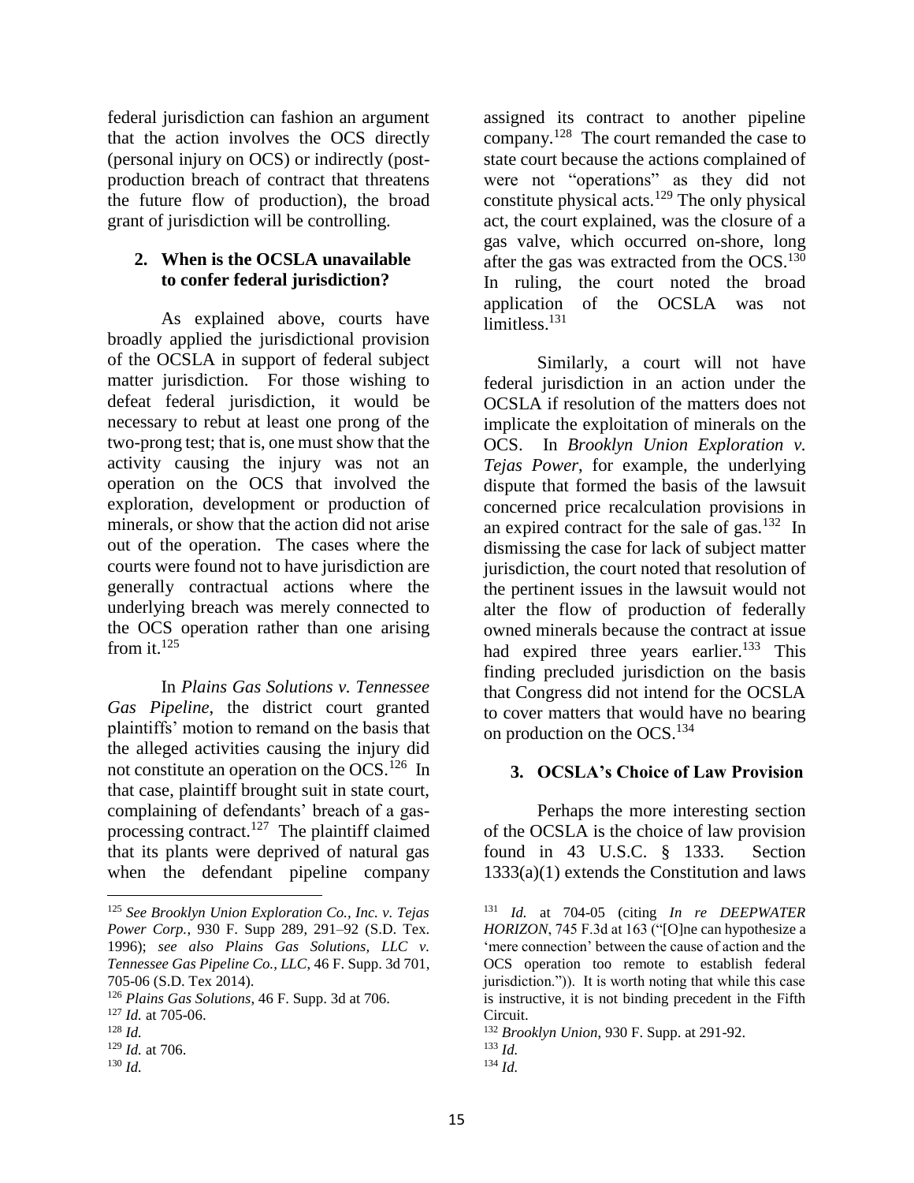federal jurisdiction can fashion an argument that the action involves the OCS directly (personal injury on OCS) or indirectly (post-production breach of contract that threatens the future flow of production), the broad grant of jurisdiction will be controlling.

### 2. When is the OCSLA unavailable to confer federal jurisdiction?

As explained above, courts have broadly applied the jurisdictional provision of the OCSLA in support of federal subject matter jurisdiction. For those wishing to defeat federal jurisdiction, it would be necessary to rebut at least one prong of the two-prong test; that is, one must show that the activity causing the injury was not an operation on the OCS that involved the exploration, development or production of minerals, or show that the action did not arise out of the operation. The cases where the courts were found not to have jurisdiction are generally contractual actions where the underlying breach was merely connected to the OCS operation rather than one arising from it.[125]

In *Plains Gas Solutions v. Tennessee Gas Pipeline*, the district court granted plaintiffs' motion to remand on the basis that the alleged activities causing the injury did not constitute an operation on the OCS.[126] In that case, plaintiff brought suit in state court, complaining of defendants' breach of a gas-processing contract.[127] The plaintiff claimed that its plants were deprived of natural gas when the defendant pipeline company assigned its contract to another pipeline company.[128] The court remanded the case to state court because the actions complained of were not "operations" as they did not constitute physical acts.[129] The only physical act, the court explained, was the closure of a gas valve, which occurred on-shore, long after the gas was extracted from the OCS.[130] In ruling, the court noted the broad application of the OCSLA was not limitless.[131]

Similarly, a court will not have federal jurisdiction in an action under the OCSLA if resolution of the matters does not implicate the exploitation of minerals on the OCS. In *Brooklyn Union Exploration v. Tejas Power*, for example, the underlying dispute that formed the basis of the lawsuit concerned price recalculation provisions in an expired contract for the sale of gas.[132] In dismissing the case for lack of subject matter jurisdiction, the court noted that resolution of the pertinent issues in the lawsuit would not alter the flow of production of federally owned minerals because the contract at issue had expired three years earlier.[133] This finding precluded jurisdiction on the basis that Congress did not intend for the OCSLA to cover matters that would have no bearing on production on the OCS.[134]

### 3. OCSLA's Choice of Law Provision

Perhaps the more interesting section of the OCSLA is the choice of law provision found in 43 U.S.C. § 1333. Section 1333(a)(1) extends the Constitution and laws

---

[125] *See Brooklyn Union Exploration Co., Inc. v. Tejas Power Corp.*, 930 F. Supp 289, 291–92 (S.D. Tex. 1996); *see also Plains Gas Solutions, LLC v. Tennessee Gas Pipeline Co., LLC*, 46 F. Supp. 3d 701, 705-06 (S.D. Tex 2014).

[126] *Plains Gas Solutions*, 46 F. Supp. 3d at 706.

[127] *Id.* at 705-06.

[128] *Id.*

[129] *Id.* at 706.

[130] *Id.*

[131] *Id.* at 704-05 (citing *In re DEEPWATER HORIZON*, 745 F.3d at 163 ("[O]ne can hypothesize a 'mere connection' between the cause of action and the OCS operation too remote to establish federal jurisdiction.")). It is worth noting that while this case is instructive, it is not binding precedent in the Fifth Circuit.

[132] *Brooklyn Union*, 930 F. Supp. at 291-92.

[133] *Id.*

[134] *Id.*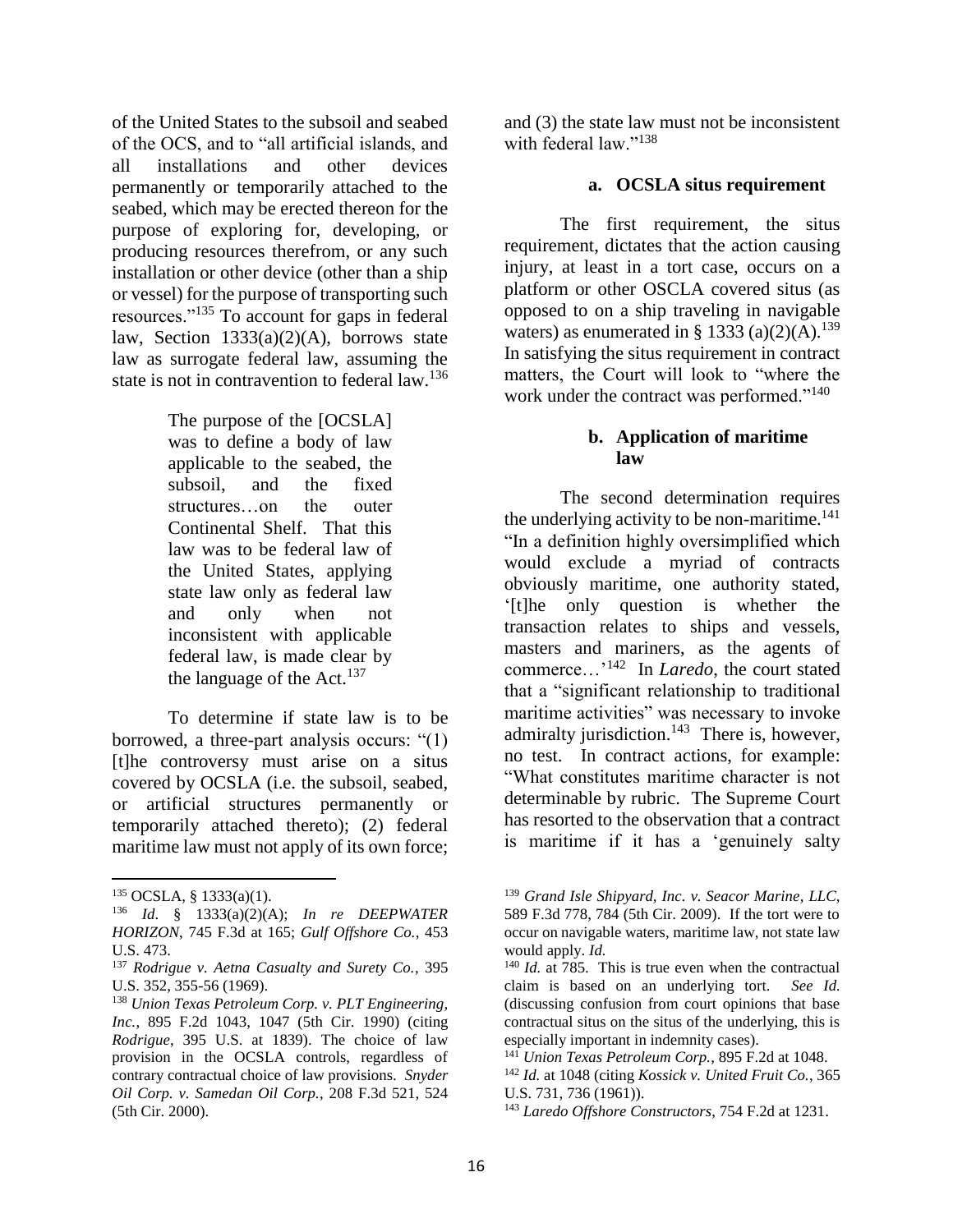of the United States to the subsoil and seabed of the OCS, and to "all artificial islands, and all installations and other devices permanently or temporarily attached to the seabed, which may be erected thereon for the purpose of exploring for, developing, or producing resources therefrom, or any such installation or other device (other than a ship or vessel) for the purpose of transporting such resources."[135] To account for gaps in federal law, Section 1333(a)(2)(A), borrows state law as surrogate federal law, assuming the state is not in contravention to federal law.[136]

> The purpose of the [OCSLA] was to define a body of law applicable to the seabed, the subsoil, and the fixed structures…on the outer Continental Shelf. That this law was to be federal law of the United States, applying state law only as federal law and only when not inconsistent with applicable federal law, is made clear by the language of the Act.[137]

To determine if state law is to be borrowed, a three-part analysis occurs: "(1) [t]he controversy must arise on a situs covered by OCSLA (i.e. the subsoil, seabed, or artificial structures permanently or temporarily attached thereto); (2) federal maritime law must not apply of its own force; and (3) the state law must not be inconsistent with federal law."[138]

### a. OCSLA situs requirement

The first requirement, the situs requirement, dictates that the action causing injury, at least in a tort case, occurs on a platform or other OSCLA covered situs (as opposed to on a ship traveling in navigable waters) as enumerated in § 1333 (a)(2)(A).[139] In satisfying the situs requirement in contract matters, the Court will look to "where the work under the contract was performed."[140]

### b. Application of maritime law

The second determination requires the underlying activity to be non-maritime.[141] "In a definition highly oversimplified which would exclude a myriad of contracts obviously maritime, one authority stated, '[t]he only question is whether the transaction relates to ships and vessels, masters and mariners, as the agents of commerce…'[142] In *Laredo*, the court stated that a "significant relationship to traditional maritime activities" was necessary to invoke admiralty jurisdiction.[143] There is, however, no test. In contract actions, for example: "What constitutes maritime character is not determinable by rubric. The Supreme Court has resorted to the observation that a contract is maritime if it has a 'genuinely salty

---

[135] OCSLA, § 1333(a)(1).

[136] *Id*. § 1333(a)(2)(A); *In re DEEPWATER HORIZON*, 745 F.3d at 165; *Gulf Offshore Co.*, 453 U.S. 473.

[137] *Rodrigue v. Aetna Casualty and Surety Co.*, 395 U.S. 352, 355-56 (1969).

[138] *Union Texas Petroleum Corp. v. PLT Engineering, Inc.*, 895 F.2d 1043, 1047 (5th Cir. 1990) (citing *Rodrigue*, 395 U.S. at 1839). The choice of law provision in the OCSLA controls, regardless of contrary contractual choice of law provisions. *Snyder Oil Corp. v. Samedan Oil Corp.*, 208 F.3d 521, 524 (5th Cir. 2000).

[139] *Grand Isle Shipyard, Inc. v. Seacor Marine, LLC*, 589 F.3d 778, 784 (5th Cir. 2009). If the tort were to occur on navigable waters, maritime law, not state law would apply. *Id.*

[140] *Id.* at 785. This is true even when the contractual claim is based on an underlying tort. *See Id.* (discussing confusion from court opinions that base contractual situs on the situs of the underlying, this is especially important in indemnity cases).

[141] *Union Texas Petroleum Corp.*, 895 F.2d at 1048.

[142] *Id.* at 1048 (citing *Kossick v. United Fruit Co.*, 365 U.S. 731, 736 (1961)).

[143] *Laredo Offshore Constructors*, 754 F.2d at 1231.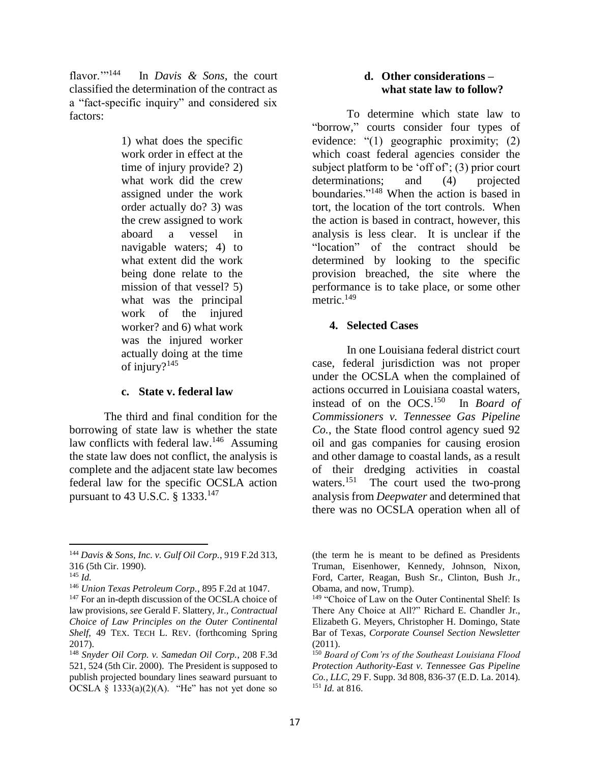flavor.'"[144] In *Davis & Sons*, the court classified the determination of the contract as a "fact-specific inquiry" and considered six factors:

> 1) what does the specific work order in effect at the time of injury provide? 2) what work did the crew assigned under the work order actually do? 3) was the crew assigned to work aboard a vessel in navigable waters; 4) to what extent did the work being done relate to the mission of that vessel? 5) what was the principal work of the injured worker? and 6) what work was the injured worker actually doing at the time of injury?[145]

#### c. State v. federal law

The third and final condition for the borrowing of state law is whether the state law conflicts with federal law.[146] Assuming the state law does not conflict, the analysis is complete and the adjacent state law becomes federal law for the specific OCSLA action pursuant to 43 U.S.C. § 1333.[147]

#### d. Other considerations – what state law to follow?

To determine which state law to "borrow," courts consider four types of evidence: "(1) geographic proximity; (2) which coast federal agencies consider the subject platform to be 'off of'; (3) prior court determinations; and (4) projected boundaries."[148] When the action is based in tort, the location of the tort controls. When the action is based in contract, however, this analysis is less clear. It is unclear if the "location" of the contract should be determined by looking to the specific provision breached, the site where the performance is to take place, or some other metric.[149]

### 4. Selected Cases

In one Louisiana federal district court case, federal jurisdiction was not proper under the OCSLA when the complained of actions occurred in Louisiana coastal waters, instead of on the OCS.[150] In *Board of Commissioners v. Tennessee Gas Pipeline Co.*, the State flood control agency sued 92 oil and gas companies for causing erosion and other damage to coastal lands, as a result of their dredging activities in coastal waters.[151] The court used the two-prong analysis from *Deepwater* and determined that there was no OCSLA operation when all of

---

[144] *Davis & Sons, Inc. v. Gulf Oil Corp.*, 919 F.2d 313, 316 (5th Cir. 1990).

[145] *Id.*

[146] *Union Texas Petroleum Corp.*, 895 F.2d at 1047.

[147] For an in-depth discussion of the OCSLA choice of law provisions, *see* Gerald F. Slattery, Jr., *Contractual Choice of Law Principles on the Outer Continental Shelf*, 49 TEX. TECH L. REV. (forthcoming Spring 2017).

[148] *Snyder Oil Corp. v. Samedan Oil Corp.*, 208 F.3d 521, 524 (5th Cir. 2000). The President is supposed to publish projected boundary lines seaward pursuant to OCSLA § 1333(a)(2)(A). "He" has not yet done so (the term he is meant to be defined as Presidents Truman, Eisenhower, Kennedy, Johnson, Nixon, Ford, Carter, Reagan, Bush Sr., Clinton, Bush Jr., Obama, and now, Trump).

[149] "Choice of Law on the Outer Continental Shelf: Is There Any Choice at All?" Richard E. Chandler Jr., Elizabeth G. Meyers, Christopher H. Domingo, State Bar of Texas, *Corporate Counsel Section Newsletter* (2011).

[150] *Board of Com'rs of the Southeast Louisiana Flood Protection Authority-East v. Tennessee Gas Pipeline Co., LLC*, 29 F. Supp. 3d 808, 836-37 (E.D. La. 2014).

[151] *Id.* at 816.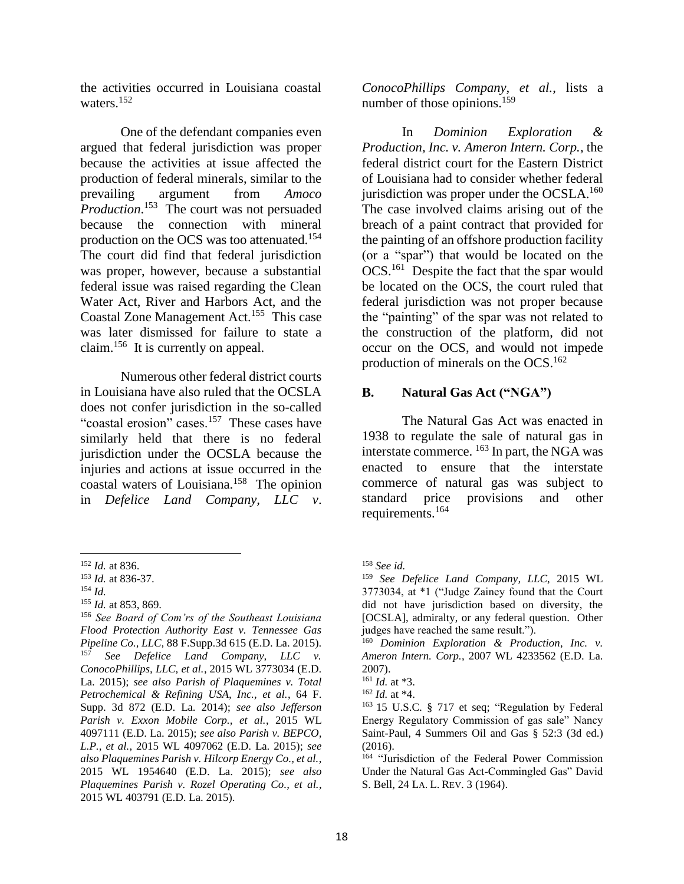the activities occurred in Louisiana coastal waters.[152]

One of the defendant companies even argued that federal jurisdiction was proper because the activities at issue affected the production of federal minerals, similar to the prevailing argument from *Amoco Production*.[153] The court was not persuaded because the connection with mineral production on the OCS was too attenuated.[154] The court did find that federal jurisdiction was proper, however, because a substantial federal issue was raised regarding the Clean Water Act, River and Harbors Act, and the Coastal Zone Management Act.[155] This case was later dismissed for failure to state a claim.[156] It is currently on appeal.

Numerous other federal district courts in Louisiana have also ruled that the OCSLA does not confer jurisdiction in the so-called "coastal erosion" cases.[157] These cases have similarly held that there is no federal jurisdiction under the OCSLA because the injuries and actions at issue occurred in the coastal waters of Louisiana.[158] The opinion in *Defelice Land Company, LLC v. ConocoPhillips Company, et al.*, lists a number of those opinions.[159]

In *Dominion Exploration & Production, Inc. v. Ameron Intern. Corp.*, the federal district court for the Eastern District of Louisiana had to consider whether federal jurisdiction was proper under the OCSLA.[160] The case involved claims arising out of the breach of a paint contract that provided for the painting of an offshore production facility (or a "spar") that would be located on the OCS.[161] Despite the fact that the spar would be located on the OCS, the court ruled that federal jurisdiction was not proper because the "painting" of the spar was not related to the construction of the platform, did not occur on the OCS, and would not impede production of minerals on the OCS.[162]

## B. Natural Gas Act ("NGA")

The Natural Gas Act was enacted in 1938 to regulate the sale of natural gas in interstate commerce.[163] In part, the NGA was enacted to ensure that the interstate commerce of natural gas was subject to standard price provisions and other requirements.[164]

---

[152] *Id.* at 836.

[153] *Id.* at 836-37.

[154] *Id.*

[155] *Id.* at 853, 869.

[156] *See Board of Com'rs of the Southeast Louisiana Flood Protection Authority East v. Tennessee Gas Pipeline Co., LLC,* 88 F.Supp.3d 615 (E.D. La. 2015).

[157] *See Defelice Land Company, LLC v. ConocoPhillips, LLC, et al.*, 2015 WL 3773034 (E.D. La. 2015); *see also Parish of Plaquemines v. Total Petrochemical & Refining USA, Inc., et al.*, 64 F. Supp. 3d 872 (E.D. La. 2014); *see also Jefferson Parish v. Exxon Mobile Corp., et al.*, 2015 WL 4097111 (E.D. La. 2015); *see also Parish v. BEPCO, L.P., et al.*, 2015 WL 4097062 (E.D. La. 2015); *see also Plaquemines Parish v. Hilcorp Energy Co., et al.*, 2015 WL 1954640 (E.D. La. 2015); *see also Plaquemines Parish v. Rozel Operating Co., et al.*, 2015 WL 403791 (E.D. La. 2015).

[158] *See id.*

[159] *See Defelice Land Company, LLC*, 2015 WL 3773034, at *1 ("Judge Zainey found that the Court did not have jurisdiction based on diversity, the [OCSLA], admiralty, or any federal question. Other judges have reached the same result.").

[160] *Dominion Exploration & Production, Inc. v. Ameron Intern. Corp.*, 2007 WL 4233562 (E.D. La. 2007).

[161] *Id.* at *3.

[162] *Id.* at *4.

[163] 15 U.S.C. § 717 et seq; "Regulation by Federal Energy Regulatory Commission of gas sale" Nancy Saint-Paul, 4 Summers Oil and Gas § 52:3 (3d ed.) (2016).

[164] "Jurisdiction of the Federal Power Commission Under the Natural Gas Act-Commingled Gas" David S. Bell, 24 LA. L. REV. 3 (1964).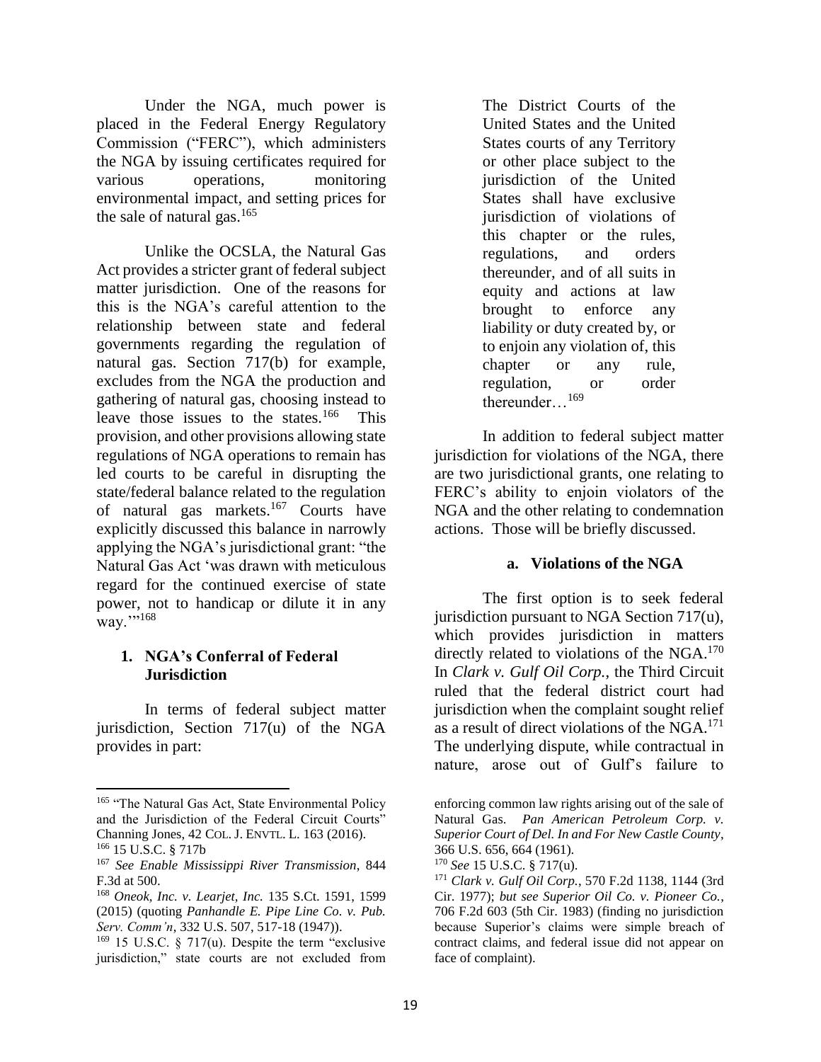Under the NGA, much power is placed in the Federal Energy Regulatory Commission ("FERC"), which administers the NGA by issuing certificates required for various operations, monitoring environmental impact, and setting prices for the sale of natural gas.[165]

Unlike the OCSLA, the Natural Gas Act provides a stricter grant of federal subject matter jurisdiction. One of the reasons for this is the NGA's careful attention to the relationship between state and federal governments regarding the regulation of natural gas. Section 717(b) for example, excludes from the NGA the production and gathering of natural gas, choosing instead to leave those issues to the states.[166] This provision, and other provisions allowing state regulations of NGA operations to remain has led courts to be careful in disrupting the state/federal balance related to the regulation of natural gas markets.[167] Courts have explicitly discussed this balance in narrowly applying the NGA's jurisdictional grant: "the Natural Gas Act 'was drawn with meticulous regard for the continued exercise of state power, not to handicap or dilute it in any way.'"[168]

### 1. NGA's Conferral of Federal Jurisdiction

In terms of federal subject matter jurisdiction, Section 717(u) of the NGA provides in part:

> The District Courts of the United States and the United States courts of any Territory or other place subject to the jurisdiction of the United States shall have exclusive jurisdiction of violations of this chapter or the rules, regulations, and orders thereunder, and of all suits in equity and actions at law brought to enforce any liability or duty created by, or to enjoin any violation of, this chapter or any rule, regulation, or order thereunder…[169]

In addition to federal subject matter jurisdiction for violations of the NGA, there are two jurisdictional grants, one relating to FERC's ability to enjoin violators of the NGA and the other relating to condemnation actions. Those will be briefly discussed.

#### a. Violations of the NGA

The first option is to seek federal jurisdiction pursuant to NGA Section 717(u), which provides jurisdiction in matters directly related to violations of the NGA.[170] In *Clark v. Gulf Oil Corp.*, the Third Circuit ruled that the federal district court had jurisdiction when the complaint sought relief as a result of direct violations of the NGA.[171] The underlying dispute, while contractual in nature, arose out of Gulf's failure to

---

[165] "The Natural Gas Act, State Environmental Policy and the Jurisdiction of the Federal Circuit Courts" Channing Jones, 42 COL. J. ENVTL. L. 163 (2016).

[166] 15 U.S.C. § 717b

[167] *See Enable Mississippi River Transmission*, 844 F.3d at 500.

[168] *Oneok, Inc. v. Learjet, Inc.* 135 S.Ct. 1591, 1599 (2015) (quoting *Panhandle E. Pipe Line Co. v. Pub. Serv. Comm'n*, 332 U.S. 507, 517-18 (1947)).

[169] 15 U.S.C. § 717(u). Despite the term "exclusive jurisdiction," state courts are not excluded from enforcing common law rights arising out of the sale of Natural Gas. *Pan American Petroleum Corp. v. Superior Court of Del. In and For New Castle County*, 366 U.S. 656, 664 (1961).

[170] *See* 15 U.S.C. § 717(u).

[171] *Clark v. Gulf Oil Corp.*, 570 F.2d 1138, 1144 (3rd Cir. 1977); *but see Superior Oil Co. v. Pioneer Co.*, 706 F.2d 603 (5th Cir. 1983) (finding no jurisdiction because Superior's claims were simple breach of contract claims, and federal issue did not appear on face of complaint).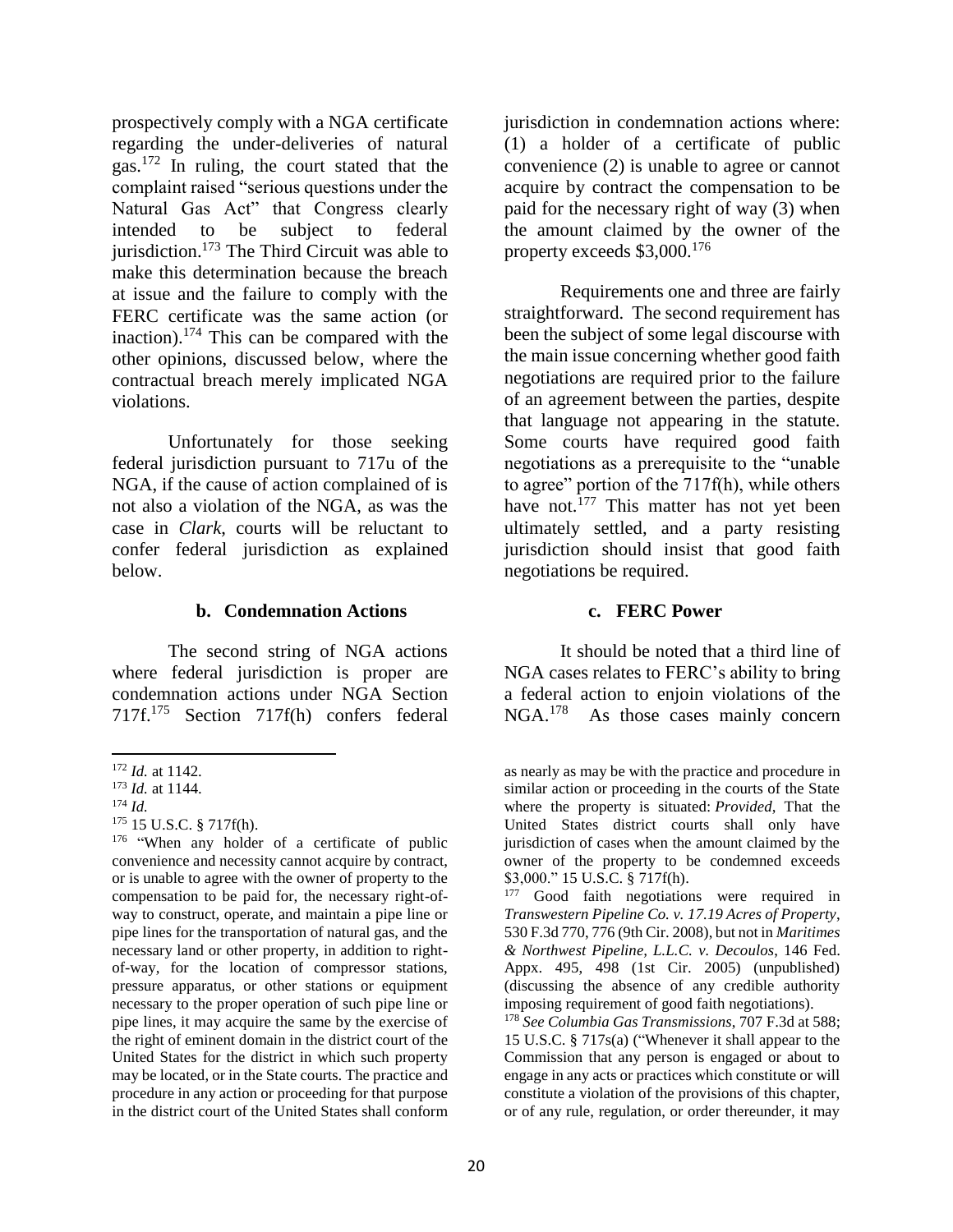prospectively comply with a NGA certificate regarding the under-deliveries of natural gas.[172] In ruling, the court stated that the complaint raised "serious questions under the Natural Gas Act" that Congress clearly intended to be subject to federal jurisdiction.[173] The Third Circuit was able to make this determination because the breach at issue and the failure to comply with the FERC certificate was the same action (or inaction).[174] This can be compared with the other opinions, discussed below, where the contractual breach merely implicated NGA violations.

Unfortunately for those seeking federal jurisdiction pursuant to 717u of the NGA, if the cause of action complained of is not also a violation of the NGA, as was the case in *Clark*, courts will be reluctant to confer federal jurisdiction as explained below.

### b. Condemnation Actions

The second string of NGA actions where federal jurisdiction is proper are condemnation actions under NGA Section 717f.[175] Section 717f(h) confers federal jurisdiction in condemnation actions where: (1) a holder of a certificate of public convenience (2) is unable to agree or cannot acquire by contract the compensation to be paid for the necessary right of way (3) when the amount claimed by the owner of the property exceeds $3,000.[176]

Requirements one and three are fairly straightforward. The second requirement has been the subject of some legal discourse with the main issue concerning whether good faith negotiations are required prior to the failure of an agreement between the parties, despite that language not appearing in the statute. Some courts have required good faith negotiations as a prerequisite to the "unable to agree" portion of the 717f(h), while others have not.[177] This matter has not yet been ultimately settled, and a party resisting jurisdiction should insist that good faith negotiations be required.

### c. FERC Power

It should be noted that a third line of NGA cases relates to FERC's ability to bring a federal action to enjoin violations of the NGA.[178] As those cases mainly concern

---

[172] *Id.* at 1142.

[173] *Id.* at 1144.

[174] *Id.*

[175] 15 U.S.C. § 717f(h).

[176] "When any holder of a certificate of public convenience and necessity cannot acquire by contract, or is unable to agree with the owner of property to the compensation to be paid for, the necessary right-of-way to construct, operate, and maintain a pipe line or pipe lines for the transportation of natural gas, and the necessary land or other property, in addition to right-of-way, for the location of compressor stations, pressure apparatus, or other stations or equipment necessary to the proper operation of such pipe line or pipe lines, it may acquire the same by the exercise of the right of eminent domain in the district court of the United States for the district in which such property may be located, or in the State courts. The practice and procedure in any action or proceeding for that purpose in the district court of the United States shall conform as nearly as may be with the practice and procedure in similar action or proceeding in the courts of the State where the property is situated: *Provided*, That the United States district courts shall only have jurisdiction of cases when the amount claimed by the owner of the property to be condemned exceeds $3,000." 15 U.S.C. § 717f(h).

[177] Good faith negotiations were required in *Transwestern Pipeline Co. v. 17.19 Acres of Property*, 530 F.3d 770, 776 (9th Cir. 2008), but not in *Maritimes & Northwest Pipeline, L.L.C. v. Decoulos*, 146 Fed. Appx. 495, 498 (1st Cir. 2005) (unpublished) (discussing the absence of any credible authority imposing requirement of good faith negotiations).

[178] *See Columbia Gas Transmissions*, 707 F.3d at 588; 15 U.S.C. § 717s(a) ("Whenever it shall appear to the Commission that any person is engaged or about to engage in any acts or practices which constitute or will constitute a violation of the provisions of this chapter, or of any rule, regulation, or order thereunder, it may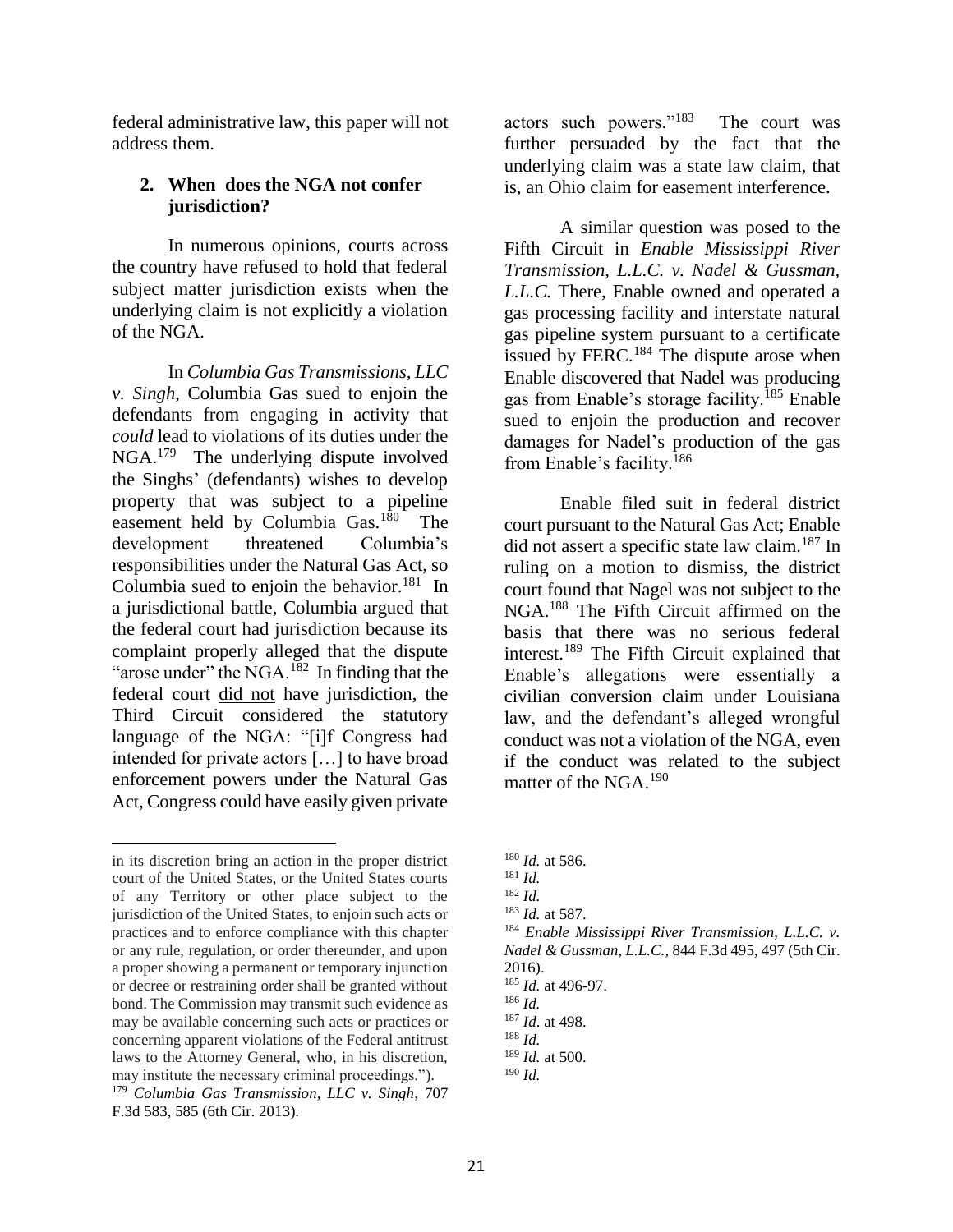federal administrative law, this paper will not address them.

**2. When does the NGA not confer jurisdiction?**

In numerous opinions, courts across the country have refused to hold that federal subject matter jurisdiction exists when the underlying claim is not explicitly a violation of the NGA.

In *Columbia Gas Transmissions, LLC v. Singh*, Columbia Gas sued to enjoin the defendants from engaging in activity that *could* lead to violations of its duties under the NGA.[179] The underlying dispute involved the Singhs' (defendants) wishes to develop property that was subject to a pipeline easement held by Columbia Gas.[180] The development threatened Columbia's responsibilities under the Natural Gas Act, so Columbia sued to enjoin the behavior.[181] In a jurisdictional battle, Columbia argued that the federal court had jurisdiction because its complaint properly alleged that the dispute "arose under" the NGA.[182] In finding that the federal court did not have jurisdiction, the Third Circuit considered the statutory language of the NGA: "[i]f Congress had intended for private actors […] to have broad enforcement powers under the Natural Gas Act, Congress could have easily given private actors such powers."[183] The court was further persuaded by the fact that the underlying claim was a state law claim, that is, an Ohio claim for easement interference.

A similar question was posed to the Fifth Circuit in *Enable Mississippi River Transmission, L.L.C. v. Nadel & Gussman, L.L.C.* There, Enable owned and operated a gas processing facility and interstate natural gas pipeline system pursuant to a certificate issued by FERC.[184] The dispute arose when Enable discovered that Nadel was producing gas from Enable's storage facility.[185] Enable sued to enjoin the production and recover damages for Nadel's production of the gas from Enable's facility.[186]

Enable filed suit in federal district court pursuant to the Natural Gas Act; Enable did not assert a specific state law claim.[187] In ruling on a motion to dismiss, the district court found that Nagel was not subject to the NGA.[188] The Fifth Circuit affirmed on the basis that there was no serious federal interest.[189] The Fifth Circuit explained that Enable's allegations were essentially a civilian conversion claim under Louisiana law, and the defendant's alleged wrongful conduct was not a violation of the NGA, even if the conduct was related to the subject matter of the NGA.[190]

---

in its discretion bring an action in the proper district court of the United States, or the United States courts of any Territory or other place subject to the jurisdiction of the United States, to enjoin such acts or practices and to enforce compliance with this chapter or any rule, regulation, or order thereunder, and upon a proper showing a permanent or temporary injunction or decree or restraining order shall be granted without bond. The Commission may transmit such evidence as may be available concerning such acts or practices or concerning apparent violations of the Federal antitrust laws to the Attorney General, who, in his discretion, may institute the necessary criminal proceedings.").

[179] *Columbia Gas Transmission, LLC v. Singh*, 707 F.3d 583, 585 (6th Cir. 2013).

[180] *Id.* at 586.

[181] *Id.*

[182] *Id.*

[183] *Id.* at 587.

[184] *Enable Mississippi River Transmission, L.L.C. v. Nadel & Gussman, L.L.C.*, 844 F.3d 495, 497 (5th Cir. 2016).

[185] *Id.* at 496-97.

[186] *Id.*

[187] *Id*. at 498.

[188] *Id.*

[189] *Id.* at 500.

[190] *Id.*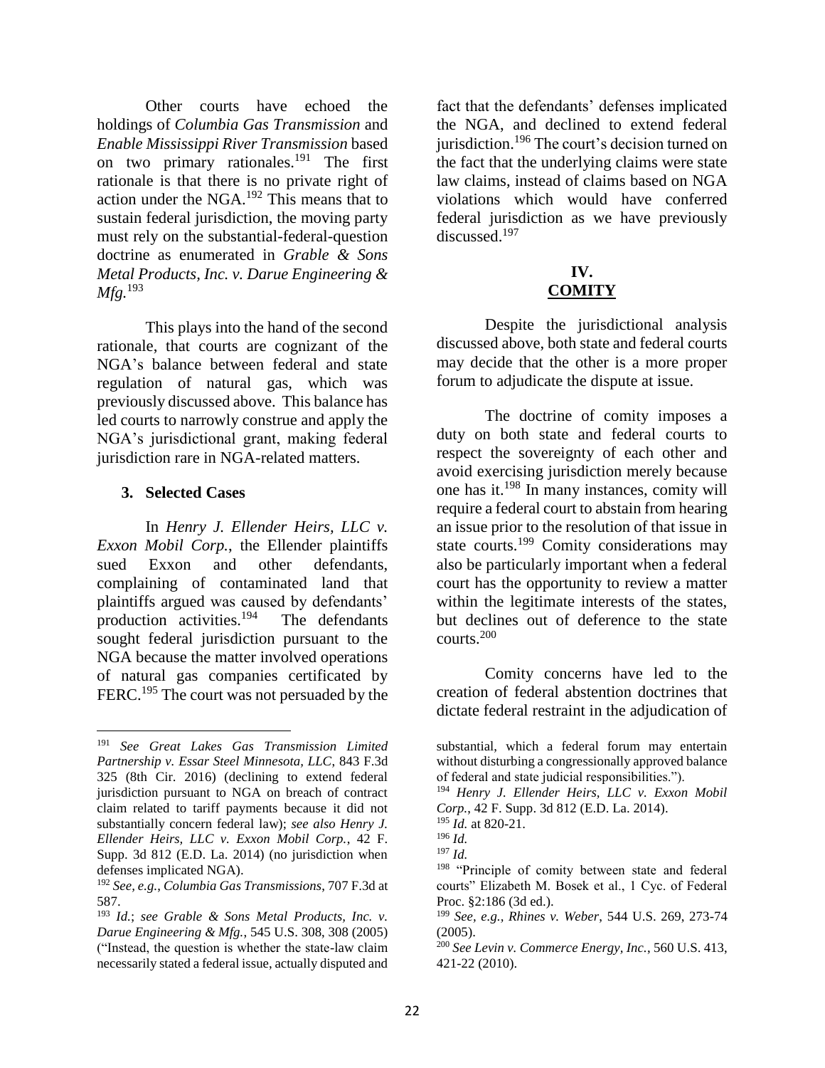Other courts have echoed the holdings of *Columbia Gas Transmission* and *Enable Mississippi River Transmission* based on two primary rationales.[191] The first rationale is that there is no private right of action under the NGA.[192] This means that to sustain federal jurisdiction, the moving party must rely on the substantial-federal-question doctrine as enumerated in *Grable & Sons Metal Products, Inc. v. Darue Engineering & Mfg.*[193]

This plays into the hand of the second rationale, that courts are cognizant of the NGA's balance between federal and state regulation of natural gas, which was previously discussed above. This balance has led courts to narrowly construe and apply the NGA's jurisdictional grant, making federal jurisdiction rare in NGA-related matters.

### 3. Selected Cases

In *Henry J. Ellender Heirs, LLC v. Exxon Mobil Corp.*, the Ellender plaintiffs sued Exxon and other defendants, complaining of contaminated land that plaintiffs argued was caused by defendants' production activities.[194] The defendants sought federal jurisdiction pursuant to the NGA because the matter involved operations of natural gas companies certificated by FERC.[195] The court was not persuaded by the fact that the defendants' defenses implicated the NGA, and declined to extend federal jurisdiction.[196] The court's decision turned on the fact that the underlying claims were state law claims, instead of claims based on NGA violations which would have conferred federal jurisdiction as we have previously discussed.[197]

## IV. COMITY

Despite the jurisdictional analysis discussed above, both state and federal courts may decide that the other is a more proper forum to adjudicate the dispute at issue.

The doctrine of comity imposes a duty on both state and federal courts to respect the sovereignty of each other and avoid exercising jurisdiction merely because one has it.[198] In many instances, comity will require a federal court to abstain from hearing an issue prior to the resolution of that issue in state courts.[199] Comity considerations may also be particularly important when a federal court has the opportunity to review a matter within the legitimate interests of the states, but declines out of deference to the state courts.[200]

Comity concerns have led to the creation of federal abstention doctrines that dictate federal restraint in the adjudication of

---

[191] *See Great Lakes Gas Transmission Limited Partnership v. Essar Steel Minnesota, LLC*, 843 F.3d 325 (8th Cir. 2016) (declining to extend federal jurisdiction pursuant to NGA on breach of contract claim related to tariff payments because it did not substantially concern federal law); *see also Henry J. Ellender Heirs, LLC v. Exxon Mobil Corp.*, 42 F. Supp. 3d 812 (E.D. La. 2014) (no jurisdiction when defenses implicated NGA).

[192] *See, e.g.*, *Columbia Gas Transmissions*, 707 F.3d at 587.

[193] *Id.*; *see Grable & Sons Metal Products, Inc. v. Darue Engineering & Mfg.*, 545 U.S. 308, 308 (2005) ("Instead, the question is whether the state-law claim necessarily stated a federal issue, actually disputed and substantial, which a federal forum may entertain without disturbing a congressionally approved balance of federal and state judicial responsibilities.").

[194] *Henry J. Ellender Heirs, LLC v. Exxon Mobil Corp.*, 42 F. Supp. 3d 812 (E.D. La. 2014).

[195] *Id.* at 820-21.

[196] *Id.*

[197] *Id.*

[198] "Principle of comity between state and federal courts" Elizabeth M. Bosek et al., 1 Cyc. of Federal Proc. §2:186 (3d ed.).

[199] *See, e.g., Rhines v. Weber*, 544 U.S. 269, 273-74 (2005).

[200] *See Levin v. Commerce Energy, Inc.*, 560 U.S. 413, 421-22 (2010).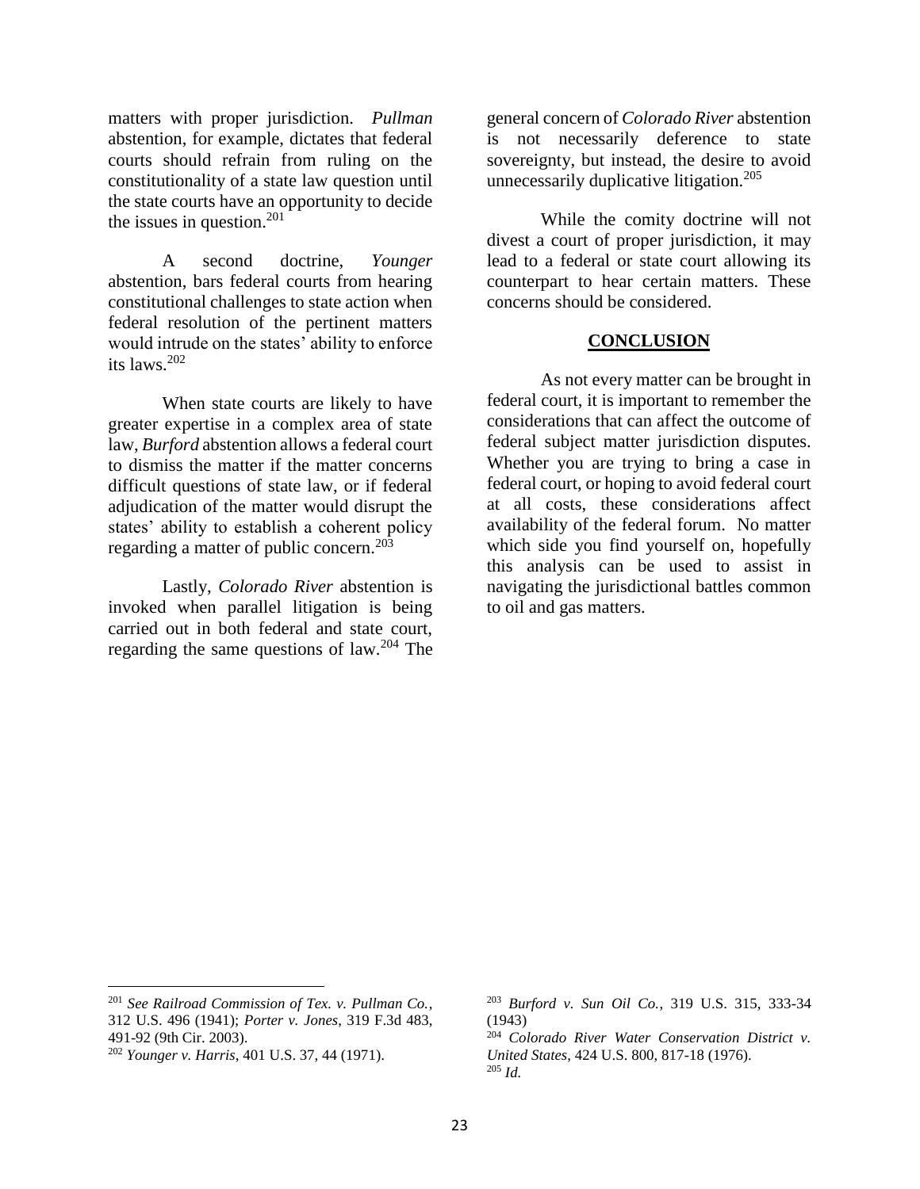matters with proper jurisdiction. *Pullman* abstention, for example, dictates that federal courts should refrain from ruling on the constitutionality of a state law question until the state courts have an opportunity to decide the issues in question.[201]

A second doctrine, *Younger* abstention, bars federal courts from hearing constitutional challenges to state action when federal resolution of the pertinent matters would intrude on the states' ability to enforce its laws.[202]

When state courts are likely to have greater expertise in a complex area of state law, *Burford* abstention allows a federal court to dismiss the matter if the matter concerns difficult questions of state law, or if federal adjudication of the matter would disrupt the states' ability to establish a coherent policy regarding a matter of public concern.[203]

Lastly, *Colorado River* abstention is invoked when parallel litigation is being carried out in both federal and state court, regarding the same questions of law.[204] The general concern of *Colorado River* abstention is not necessarily deference to state sovereignty, but instead, the desire to avoid unnecessarily duplicative litigation.[205]

While the comity doctrine will not divest a court of proper jurisdiction, it may lead to a federal or state court allowing its counterpart to hear certain matters. These concerns should be considered.

## CONCLUSION

As not every matter can be brought in federal court, it is important to remember the considerations that can affect the outcome of federal subject matter jurisdiction disputes. Whether you are trying to bring a case in federal court, or hoping to avoid federal court at all costs, these considerations affect availability of the federal forum. No matter which side you find yourself on, hopefully this analysis can be used to assist in navigating the jurisdictional battles common to oil and gas matters.

---

[201] *See Railroad Commission of Tex. v. Pullman Co.*, 312 U.S. 496 (1941); *Porter v. Jones*, 319 F.3d 483, 491-92 (9th Cir. 2003).

[202] *Younger v. Harris*, 401 U.S. 37, 44 (1971).

[203] *Burford v. Sun Oil Co.*, 319 U.S. 315, 333-34 (1943)

[204] *Colorado River Water Conservation District v. United States*, 424 U.S. 800, 817-18 (1976).

[205] *Id.*